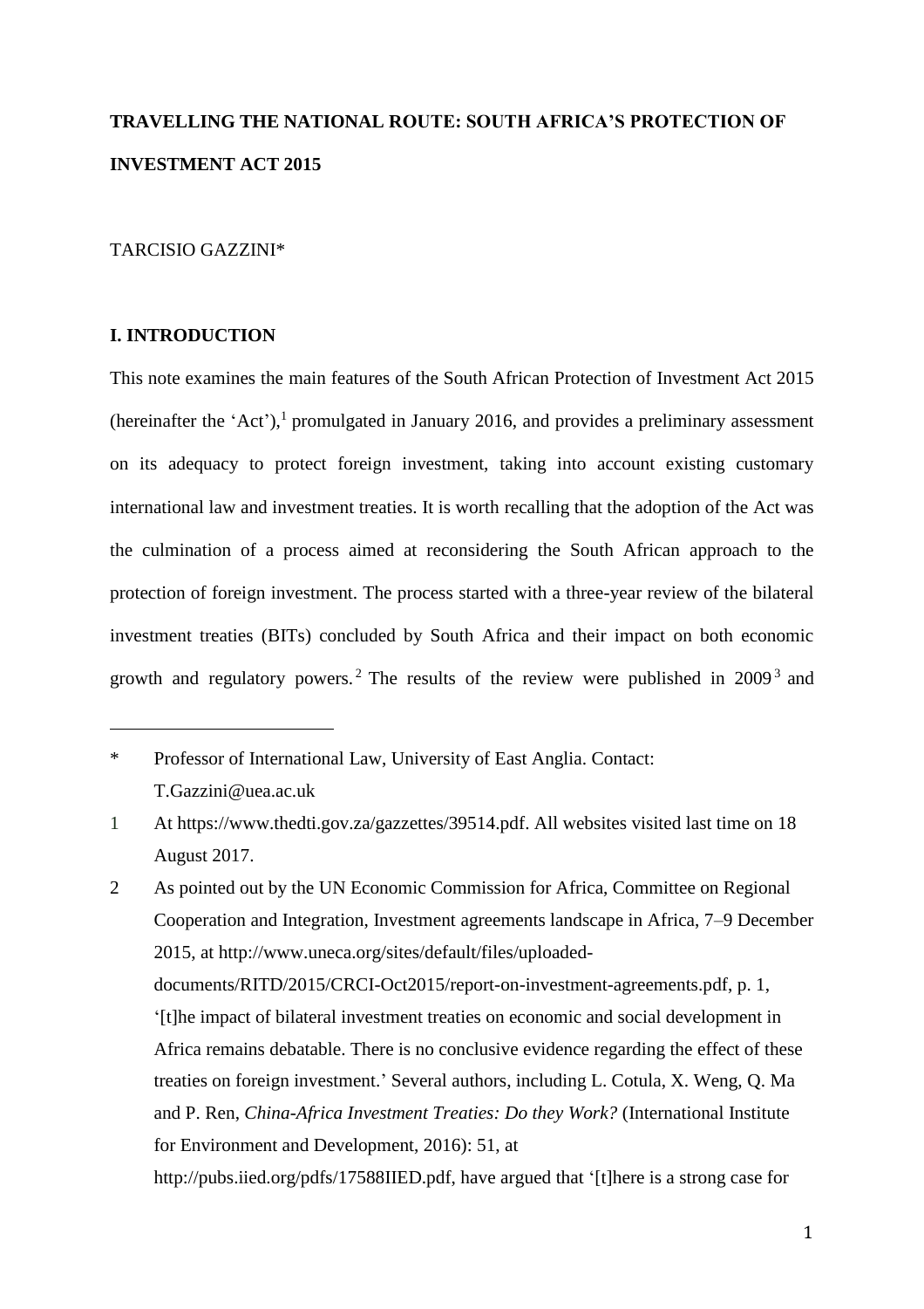# TRAVELLING THE NATIONAL ROUTE: SOUTH AFRICA'S PROTECTION OF INVESTMENT ACT 2015

TARCISIO GAZZINI*

## I. INTRODUCTION

This note examines the main features of the South African Protection of Investment Act 2015 (hereinafter the 'Act'),[1] promulgated in January 2016, and provides a preliminary assessment on its adequacy to protect foreign investment, taking into account existing customary international law and investment treaties. It is worth recalling that the adoption of the Act was the culmination of a process aimed at reconsidering the South African approach to the protection of foreign investment. The process started with a three-year review of the bilateral investment treaties (BITs) concluded by South Africa and their impact on both economic growth and regulatory powers.[2] The results of the review were published in 2009[3] and

---

\* Professor of International Law, University of East Anglia. Contact: T.Gazzini@uea.ac.uk

1 At https://www.thedti.gov.za/gazzettes/39514.pdf. All websites visited last time on 18 August 2017.

2 As pointed out by the UN Economic Commission for Africa, Committee on Regional Cooperation and Integration, Investment agreements landscape in Africa, 7–9 December 2015, at http://www.uneca.org/sites/default/files/uploaded-documents/RITD/2015/CRCI-Oct2015/report-on-investment-agreements.pdf, p. 1, '[t]he impact of bilateral investment treaties on economic and social development in Africa remains debatable. There is no conclusive evidence regarding the effect of these treaties on foreign investment.' Several authors, including L. Cotula, X. Weng, Q. Ma and P. Ren, *China-Africa Investment Treaties: Do they Work?* (International Institute for Environment and Development, 2016): 51, at http://pubs.iied.org/pdfs/17588IIED.pdf, have argued that '[t]here is a strong case for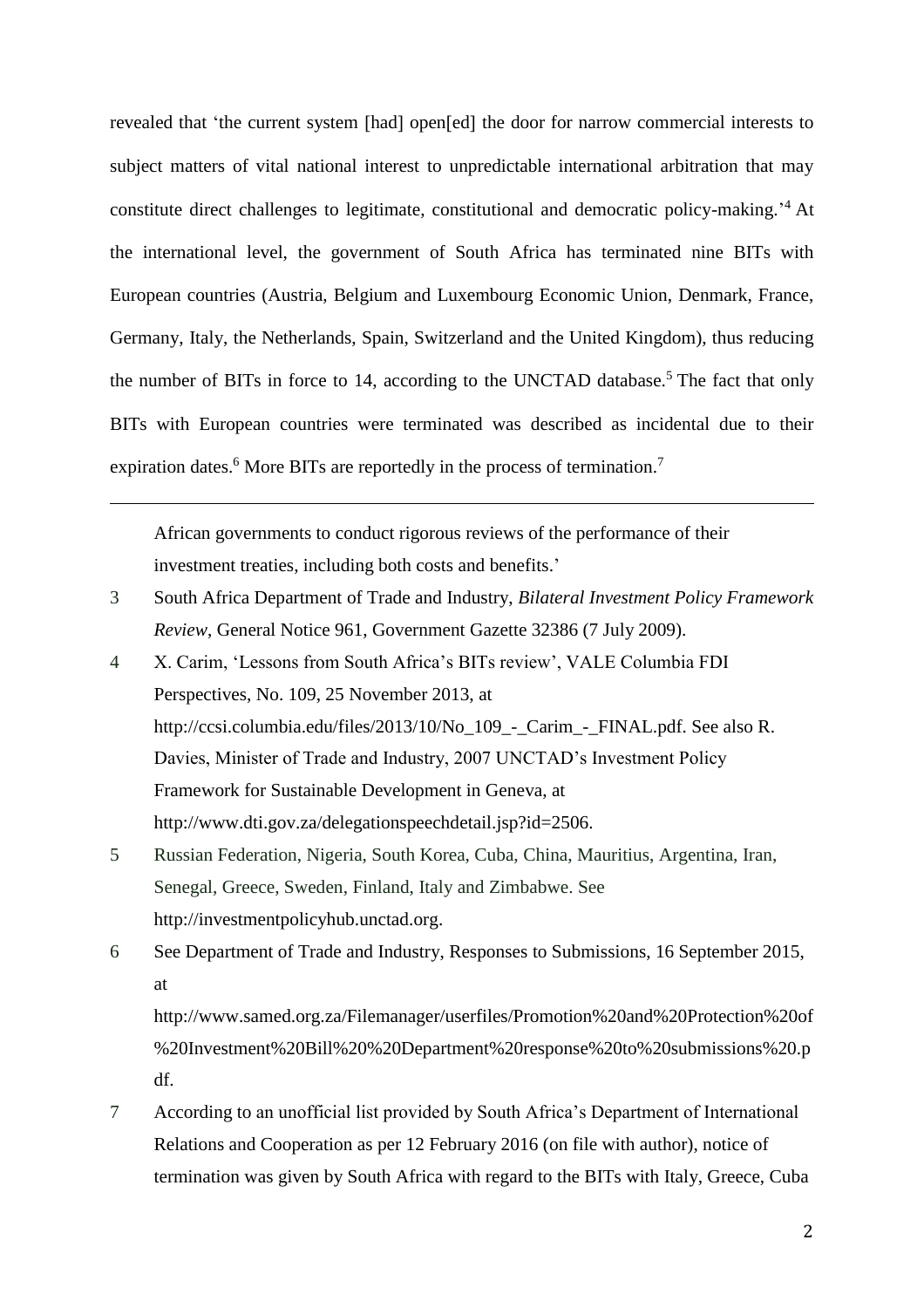revealed that 'the current system [had] open[ed] the door for narrow commercial interests to subject matters of vital national interest to unpredictable international arbitration that may constitute direct challenges to legitimate, constitutional and democratic policy-making.'[4] At the international level, the government of South Africa has terminated nine BITs with European countries (Austria, Belgium and Luxembourg Economic Union, Denmark, France, Germany, Italy, the Netherlands, Spain, Switzerland and the United Kingdom), thus reducing the number of BITs in force to 14, according to the UNCTAD database.[5] The fact that only BITs with European countries were terminated was described as incidental due to their expiration dates.[6] More BITs are reportedly in the process of termination.[7]

---

African governments to conduct rigorous reviews of the performance of their investment treaties, including both costs and benefits.'

3 South Africa Department of Trade and Industry, *Bilateral Investment Policy Framework Review*, General Notice 961, Government Gazette 32386 (7 July 2009).

4 X. Carim, 'Lessons from South Africa's BITs review', VALE Columbia FDI Perspectives, No. 109, 25 November 2013, at http://ccsi.columbia.edu/files/2013/10/No_109_-_Carim_-_FINAL.pdf. See also R. Davies, Minister of Trade and Industry, 2007 UNCTAD's Investment Policy Framework for Sustainable Development in Geneva, at http://www.dti.gov.za/delegationspeechdetail.jsp?id=2506.

5 Russian Federation, Nigeria, South Korea, Cuba, China, Mauritius, Argentina, Iran, Senegal, Greece, Sweden, Finland, Italy and Zimbabwe. See http://investmentpolicyhub.unctad.org.

6 See Department of Trade and Industry, Responses to Submissions, 16 September 2015, at http://www.samed.org.za/Filemanager/userfiles/Promotion%20and%20Protection%20of%20Investment%20Bill%20%20Department%20response%20to%20submissions%20.pdf.

7 According to an unofficial list provided by South Africa's Department of International Relations and Cooperation as per 12 February 2016 (on file with author), notice of termination was given by South Africa with regard to the BITs with Italy, Greece, Cuba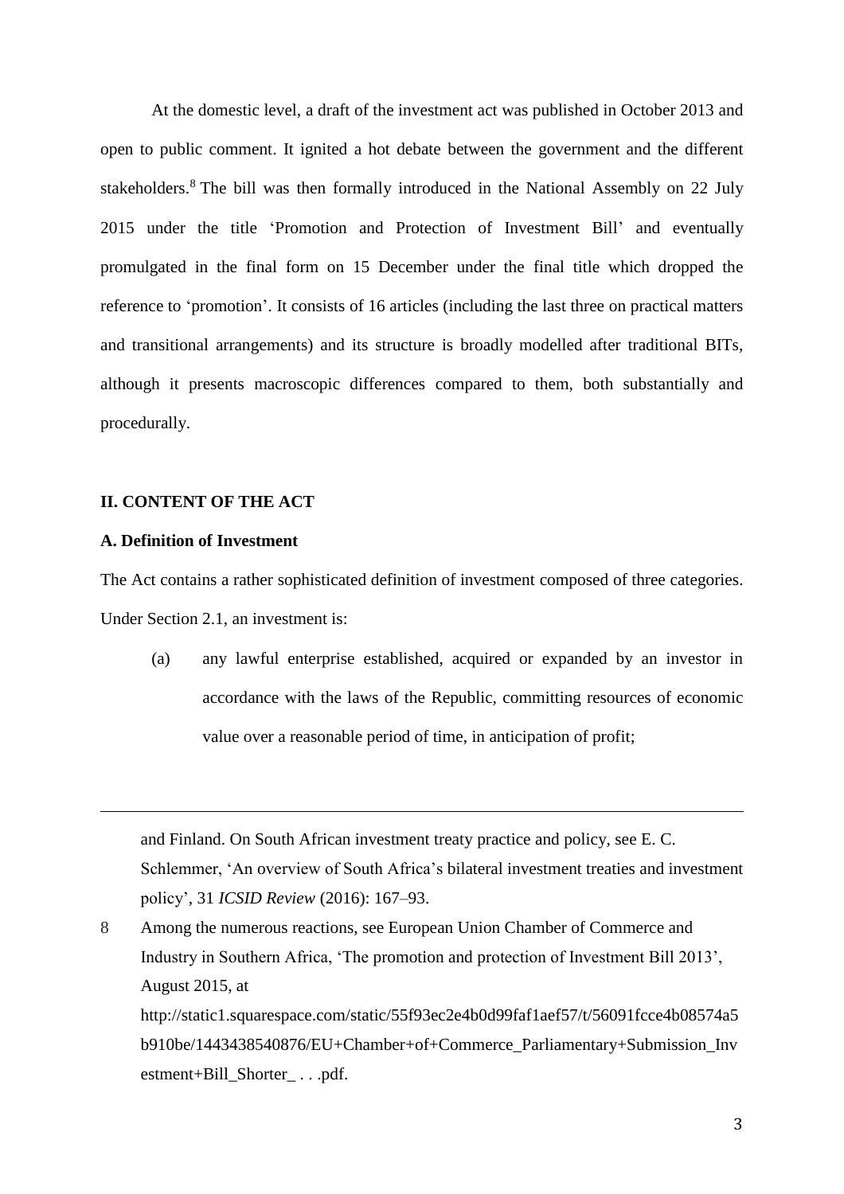At the domestic level, a draft of the investment act was published in October 2013 and open to public comment. It ignited a hot debate between the government and the different stakeholders.[8] The bill was then formally introduced in the National Assembly on 22 July 2015 under the title 'Promotion and Protection of Investment Bill' and eventually promulgated in the final form on 15 December under the final title which dropped the reference to 'promotion'. It consists of 16 articles (including the last three on practical matters and transitional arrangements) and its structure is broadly modelled after traditional BITs, although it presents macroscopic differences compared to them, both substantially and procedurally.

## II. CONTENT OF THE ACT

### A. Definition of Investment

The Act contains a rather sophisticated definition of investment composed of three categories. Under Section 2.1, an investment is:

(a) any lawful enterprise established, acquired or expanded by an investor in accordance with the laws of the Republic, committing resources of economic value over a reasonable period of time, in anticipation of profit;

---

and Finland. On South African investment treaty practice and policy, see E. C. Schlemmer, 'An overview of South Africa's bilateral investment treaties and investment policy', 31 *ICSID Review* (2016): 167–93.

8 Among the numerous reactions, see European Union Chamber of Commerce and Industry in Southern Africa, 'The promotion and protection of Investment Bill 2013', August 2015, at http://static1.squarespace.com/static/55f93ec2e4b0d99faf1aef57/t/56091fcce4b08574a5b910be/1443438540876/EU+Chamber+of+Commerce_Parliamentary+Submission_Investment+Bill_Shorter_ . . .pdf.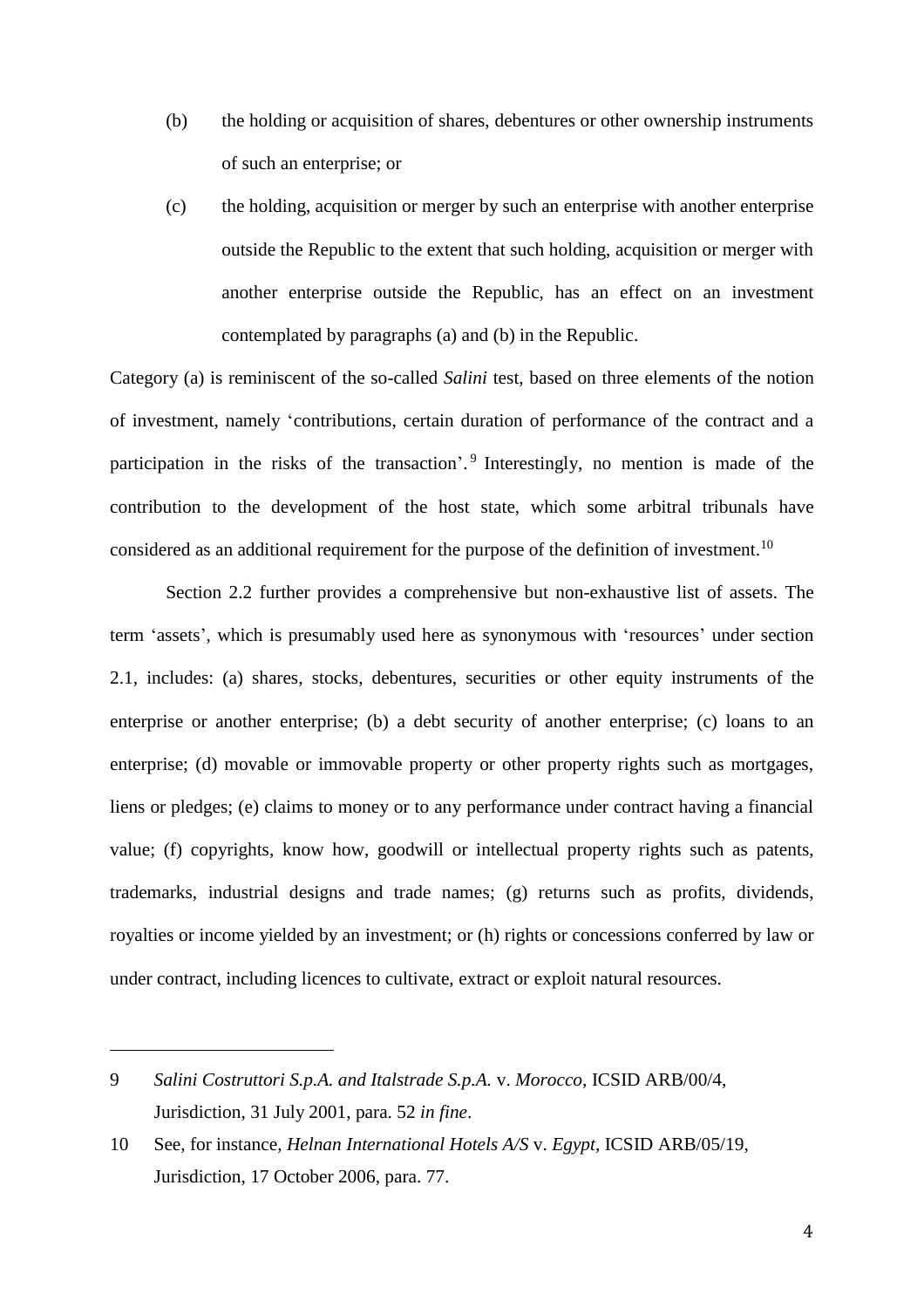(b) the holding or acquisition of shares, debentures or other ownership instruments of such an enterprise; or

(c) the holding, acquisition or merger by such an enterprise with another enterprise outside the Republic to the extent that such holding, acquisition or merger with another enterprise outside the Republic, has an effect on an investment contemplated by paragraphs (a) and (b) in the Republic.

Category (a) is reminiscent of the so-called *Salini* test, based on three elements of the notion of investment, namely 'contributions, certain duration of performance of the contract and a participation in the risks of the transaction'.[9] Interestingly, no mention is made of the contribution to the development of the host state, which some arbitral tribunals have considered as an additional requirement for the purpose of the definition of investment.[10]

Section 2.2 further provides a comprehensive but non-exhaustive list of assets. The term 'assets', which is presumably used here as synonymous with 'resources' under section 2.1, includes: (a) shares, stocks, debentures, securities or other equity instruments of the enterprise or another enterprise; (b) a debt security of another enterprise; (c) loans to an enterprise; (d) movable or immovable property or other property rights such as mortgages, liens or pledges; (e) claims to money or to any performance under contract having a financial value; (f) copyrights, know how, goodwill or intellectual property rights such as patents, trademarks, industrial designs and trade names; (g) returns such as profits, dividends, royalties or income yielded by an investment; or (h) rights or concessions conferred by law or under contract, including licences to cultivate, extract or exploit natural resources.

---

9 *Salini Costruttori S.p.A. and Italstrade S.p.A.* v. *Morocco*, ICSID ARB/00/4, Jurisdiction, 31 July 2001, para. 52 *in fine*.

10 See, for instance, *Helnan International Hotels A/S* v. *Egypt*, ICSID ARB/05/19, Jurisdiction, 17 October 2006, para. 77.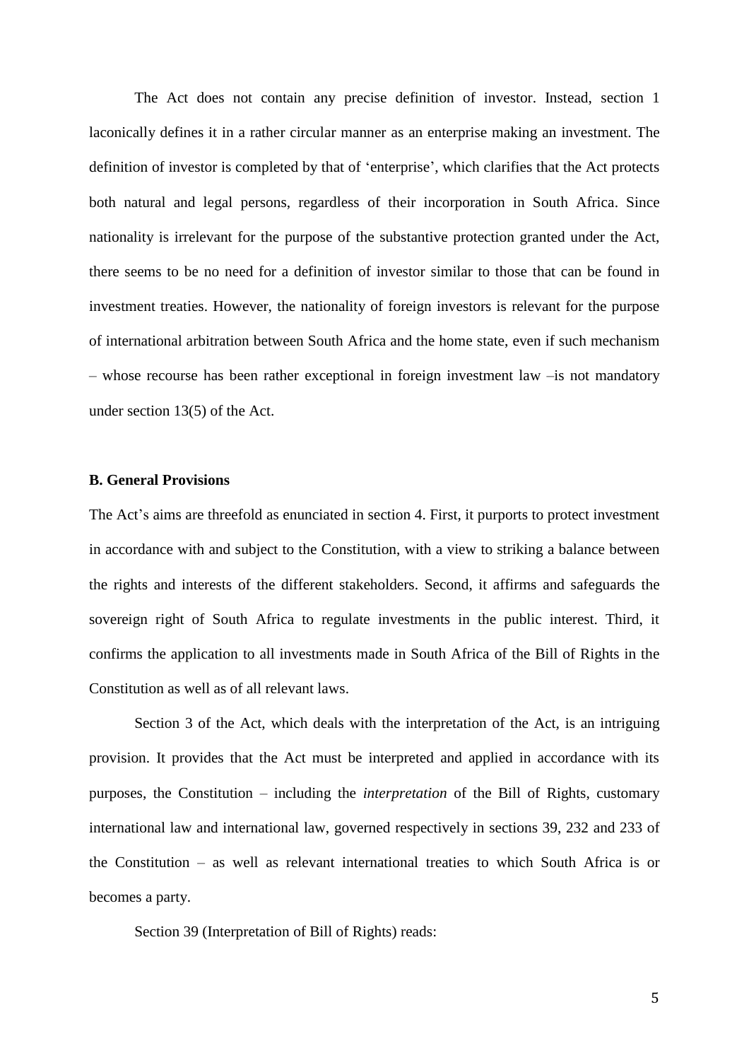The Act does not contain any precise definition of investor. Instead, section 1 laconically defines it in a rather circular manner as an enterprise making an investment. The definition of investor is completed by that of 'enterprise', which clarifies that the Act protects both natural and legal persons, regardless of their incorporation in South Africa. Since nationality is irrelevant for the purpose of the substantive protection granted under the Act, there seems to be no need for a definition of investor similar to those that can be found in investment treaties. However, the nationality of foreign investors is relevant for the purpose of international arbitration between South Africa and the home state, even if such mechanism – whose recourse has been rather exceptional in foreign investment law –is not mandatory under section 13(5) of the Act.

**B. General Provisions**

The Act's aims are threefold as enunciated in section 4. First, it purports to protect investment in accordance with and subject to the Constitution, with a view to striking a balance between the rights and interests of the different stakeholders. Second, it affirms and safeguards the sovereign right of South Africa to regulate investments in the public interest. Third, it confirms the application to all investments made in South Africa of the Bill of Rights in the Constitution as well as of all relevant laws.

Section 3 of the Act, which deals with the interpretation of the Act, is an intriguing provision. It provides that the Act must be interpreted and applied in accordance with its purposes, the Constitution – including the *interpretation* of the Bill of Rights, customary international law and international law, governed respectively in sections 39, 232 and 233 of the Constitution – as well as relevant international treaties to which South Africa is or becomes a party.

Section 39 (Interpretation of Bill of Rights) reads: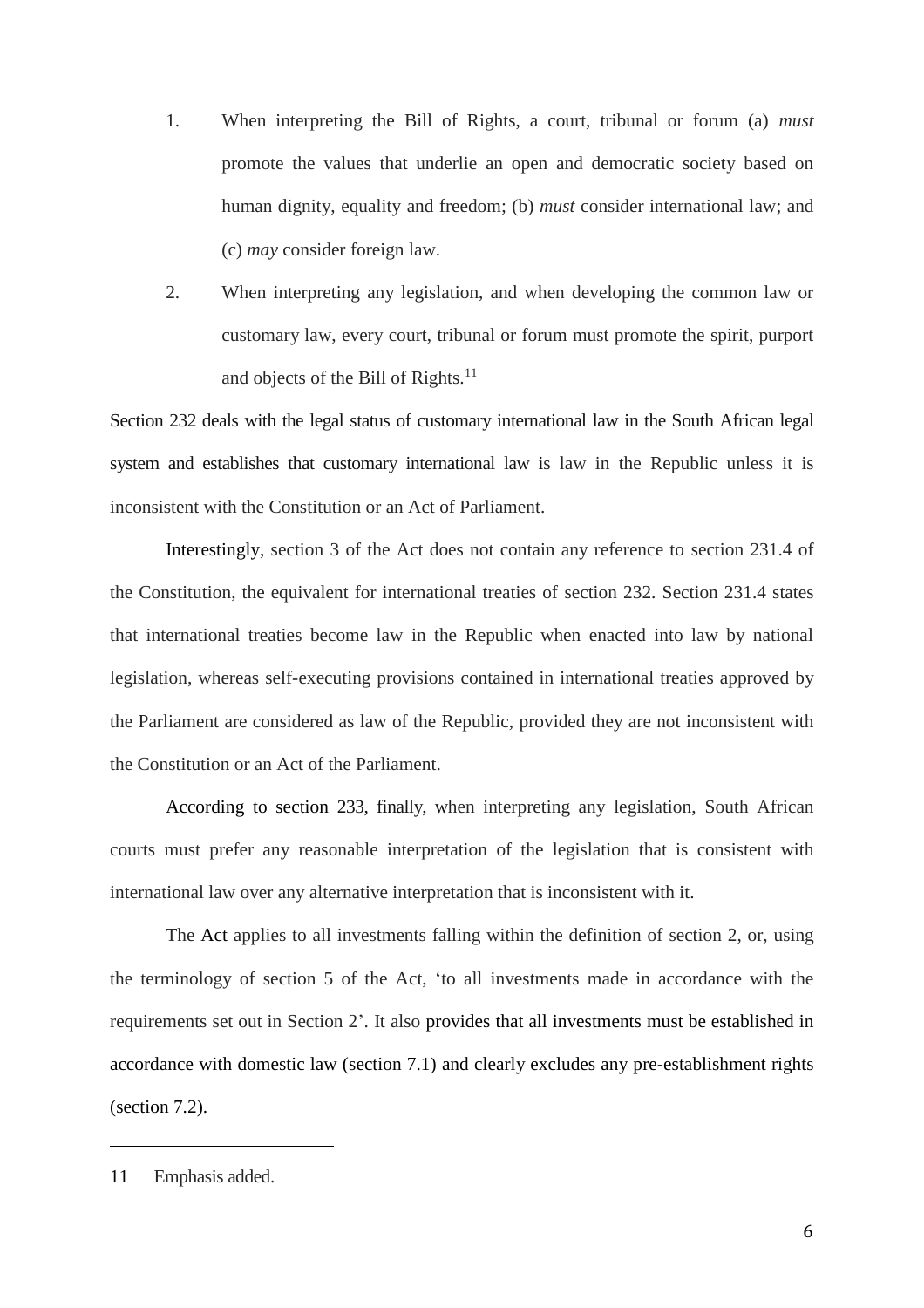1. When interpreting the Bill of Rights, a court, tribunal or forum (a) *must* promote the values that underlie an open and democratic society based on human dignity, equality and freedom; (b) *must* consider international law; and (c) *may* consider foreign law.
2. When interpreting any legislation, and when developing the common law or customary law, every court, tribunal or forum must promote the spirit, purport and objects of the Bill of Rights.[11]

Section 232 deals with the legal status of customary international law in the South African legal system and establishes that customary international law is law in the Republic unless it is inconsistent with the Constitution or an Act of Parliament.

Interestingly, section 3 of the Act does not contain any reference to section 231.4 of the Constitution, the equivalent for international treaties of section 232. Section 231.4 states that international treaties become law in the Republic when enacted into law by national legislation, whereas self-executing provisions contained in international treaties approved by the Parliament are considered as law of the Republic, provided they are not inconsistent with the Constitution or an Act of the Parliament.

According to section 233, finally, when interpreting any legislation, South African courts must prefer any reasonable interpretation of the legislation that is consistent with international law over any alternative interpretation that is inconsistent with it.

The Act applies to all investments falling within the definition of section 2, or, using the terminology of section 5 of the Act, 'to all investments made in accordance with the requirements set out in Section 2'. It also provides that all investments must be established in accordance with domestic law (section 7.1) and clearly excludes any pre-establishment rights (section 7.2).

---

11 Emphasis added.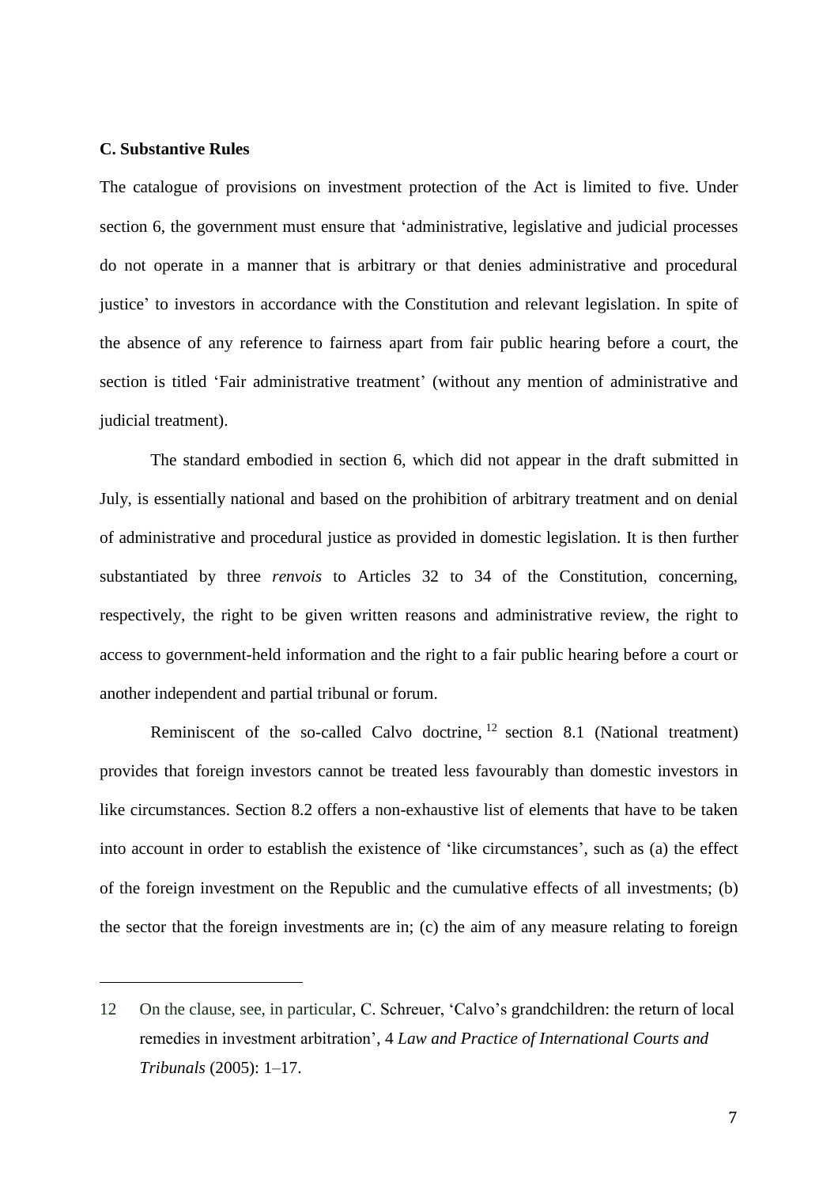### C. Substantive Rules

The catalogue of provisions on investment protection of the Act is limited to five. Under section 6, the government must ensure that 'administrative, legislative and judicial processes do not operate in a manner that is arbitrary or that denies administrative and procedural justice' to investors in accordance with the Constitution and relevant legislation. In spite of the absence of any reference to fairness apart from fair public hearing before a court, the section is titled 'Fair administrative treatment' (without any mention of administrative and judicial treatment).

The standard embodied in section 6, which did not appear in the draft submitted in July, is essentially national and based on the prohibition of arbitrary treatment and on denial of administrative and procedural justice as provided in domestic legislation. It is then further substantiated by three *renvois* to Articles 32 to 34 of the Constitution, concerning, respectively, the right to be given written reasons and administrative review, the right to access to government-held information and the right to a fair public hearing before a court or another independent and partial tribunal or forum.

Reminiscent of the so-called Calvo doctrine,[12] section 8.1 (National treatment) provides that foreign investors cannot be treated less favourably than domestic investors in like circumstances. Section 8.2 offers a non-exhaustive list of elements that have to be taken into account in order to establish the existence of 'like circumstances', such as (a) the effect of the foreign investment on the Republic and the cumulative effects of all investments; (b) the sector that the foreign investments are in; (c) the aim of any measure relating to foreign

12 On the clause, see, in particular, C. Schreuer, 'Calvo's grandchildren: the return of local remedies in investment arbitration', 4 *Law and Practice of International Courts and Tribunals* (2005): 1–17.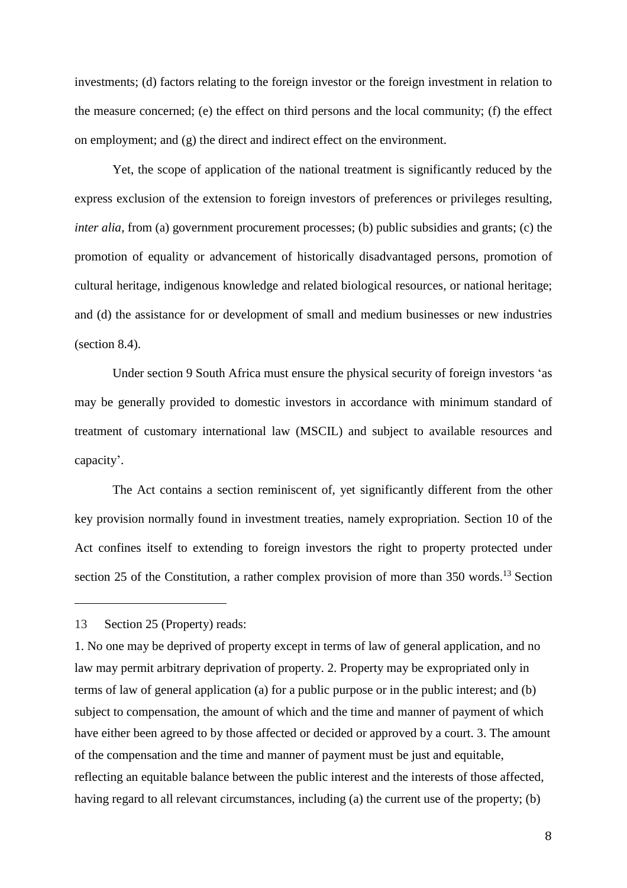investments; (d) factors relating to the foreign investor or the foreign investment in relation to the measure concerned; (e) the effect on third persons and the local community; (f) the effect on employment; and (g) the direct and indirect effect on the environment.

Yet, the scope of application of the national treatment is significantly reduced by the express exclusion of the extension to foreign investors of preferences or privileges resulting, *inter alia*, from (a) government procurement processes; (b) public subsidies and grants; (c) the promotion of equality or advancement of historically disadvantaged persons, promotion of cultural heritage, indigenous knowledge and related biological resources, or national heritage; and (d) the assistance for or development of small and medium businesses or new industries (section 8.4).

Under section 9 South Africa must ensure the physical security of foreign investors 'as may be generally provided to domestic investors in accordance with minimum standard of treatment of customary international law (MSCIL) and subject to available resources and capacity'.

The Act contains a section reminiscent of, yet significantly different from the other key provision normally found in investment treaties, namely expropriation. Section 10 of the Act confines itself to extending to foreign investors the right to property protected under section 25 of the Constitution, a rather complex provision of more than 350 words.[13] Section

---

13 Section 25 (Property) reads:

1. No one may be deprived of property except in terms of law of general application, and no law may permit arbitrary deprivation of property. 2. Property may be expropriated only in terms of law of general application (a) for a public purpose or in the public interest; and (b) subject to compensation, the amount of which and the time and manner of payment of which have either been agreed to by those affected or decided or approved by a court. 3. The amount of the compensation and the time and manner of payment must be just and equitable, reflecting an equitable balance between the public interest and the interests of those affected, having regard to all relevant circumstances, including (a) the current use of the property; (b)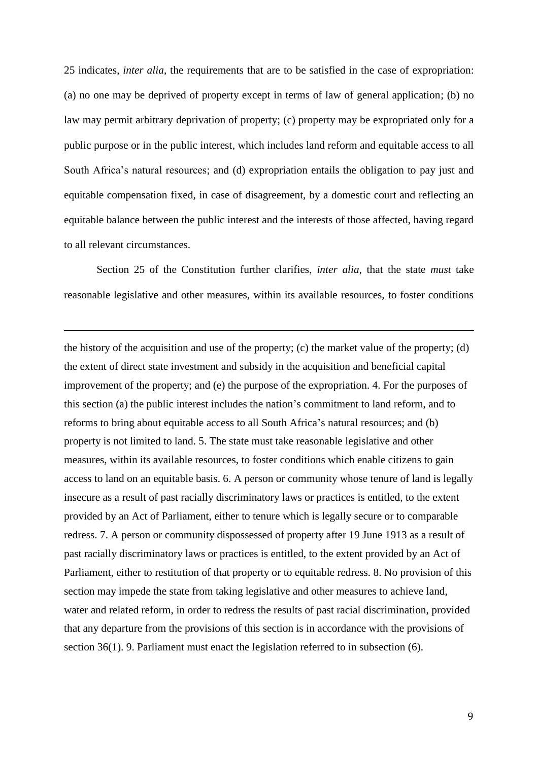25 indicates, *inter alia*, the requirements that are to be satisfied in the case of expropriation: (a) no one may be deprived of property except in terms of law of general application; (b) no law may permit arbitrary deprivation of property; (c) property may be expropriated only for a public purpose or in the public interest, which includes land reform and equitable access to all South Africa's natural resources; and (d) expropriation entails the obligation to pay just and equitable compensation fixed, in case of disagreement, by a domestic court and reflecting an equitable balance between the public interest and the interests of those affected, having regard to all relevant circumstances.

Section 25 of the Constitution further clarifies, *inter alia*, that the state *must* take reasonable legislative and other measures, within its available resources, to foster conditions

---

the history of the acquisition and use of the property; (c) the market value of the property; (d) the extent of direct state investment and subsidy in the acquisition and beneficial capital improvement of the property; and (e) the purpose of the expropriation. 4. For the purposes of this section (a) the public interest includes the nation's commitment to land reform, and to reforms to bring about equitable access to all South Africa's natural resources; and (b) property is not limited to land. 5. The state must take reasonable legislative and other measures, within its available resources, to foster conditions which enable citizens to gain access to land on an equitable basis. 6. A person or community whose tenure of land is legally insecure as a result of past racially discriminatory laws or practices is entitled, to the extent provided by an Act of Parliament, either to tenure which is legally secure or to comparable redress. 7. A person or community dispossessed of property after 19 June 1913 as a result of past racially discriminatory laws or practices is entitled, to the extent provided by an Act of Parliament, either to restitution of that property or to equitable redress. 8. No provision of this section may impede the state from taking legislative and other measures to achieve land, water and related reform, in order to redress the results of past racial discrimination, provided that any departure from the provisions of this section is in accordance with the provisions of section 36(1). 9. Parliament must enact the legislation referred to in subsection (6).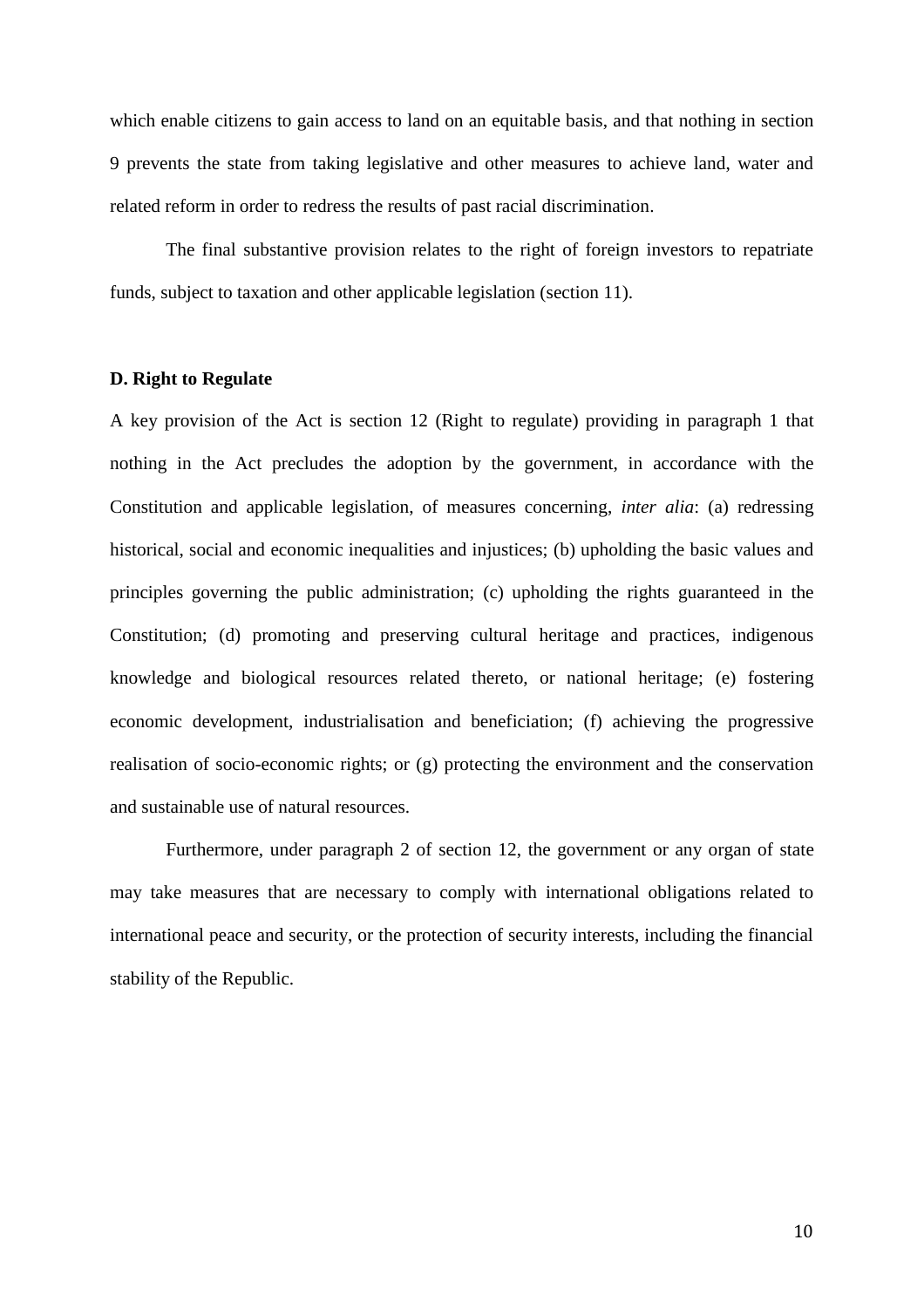which enable citizens to gain access to land on an equitable basis, and that nothing in section 9 prevents the state from taking legislative and other measures to achieve land, water and related reform in order to redress the results of past racial discrimination.

The final substantive provision relates to the right of foreign investors to repatriate funds, subject to taxation and other applicable legislation (section 11).

**D. Right to Regulate**

A key provision of the Act is section 12 (Right to regulate) providing in paragraph 1 that nothing in the Act precludes the adoption by the government, in accordance with the Constitution and applicable legislation, of measures concerning, *inter alia*: (a) redressing historical, social and economic inequalities and injustices; (b) upholding the basic values and principles governing the public administration; (c) upholding the rights guaranteed in the Constitution; (d) promoting and preserving cultural heritage and practices, indigenous knowledge and biological resources related thereto, or national heritage; (e) fostering economic development, industrialisation and beneficiation; (f) achieving the progressive realisation of socio-economic rights; or (g) protecting the environment and the conservation and sustainable use of natural resources.

Furthermore, under paragraph 2 of section 12, the government or any organ of state may take measures that are necessary to comply with international obligations related to international peace and security, or the protection of security interests, including the financial stability of the Republic.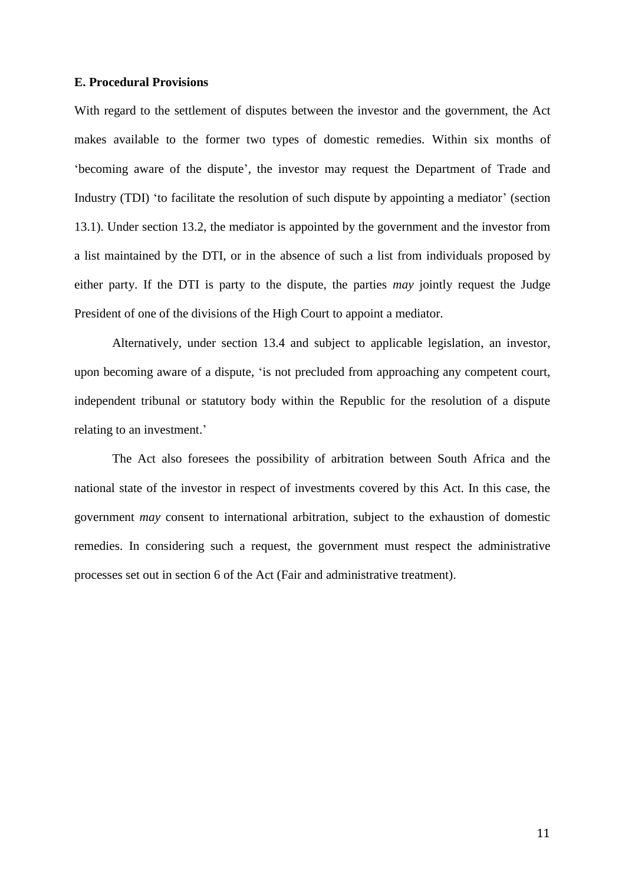**E. Procedural Provisions**

With regard to the settlement of disputes between the investor and the government, the Act makes available to the former two types of domestic remedies. Within six months of 'becoming aware of the dispute', the investor may request the Department of Trade and Industry (TDI) 'to facilitate the resolution of such dispute by appointing a mediator' (section 13.1). Under section 13.2, the mediator is appointed by the government and the investor from a list maintained by the DTI, or in the absence of such a list from individuals proposed by either party. If the DTI is party to the dispute, the parties *may* jointly request the Judge President of one of the divisions of the High Court to appoint a mediator.

Alternatively, under section 13.4 and subject to applicable legislation, an investor, upon becoming aware of a dispute, 'is not precluded from approaching any competent court, independent tribunal or statutory body within the Republic for the resolution of a dispute relating to an investment.'

The Act also foresees the possibility of arbitration between South Africa and the national state of the investor in respect of investments covered by this Act. In this case, the government *may* consent to international arbitration, subject to the exhaustion of domestic remedies. In considering such a request, the government must respect the administrative processes set out in section 6 of the Act (Fair and administrative treatment).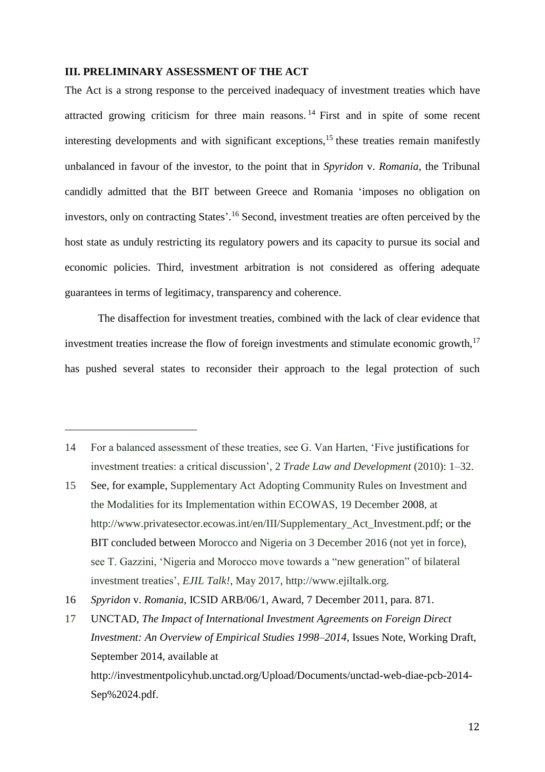### III. PRELIMINARY ASSESSMENT OF THE ACT

The Act is a strong response to the perceived inadequacy of investment treaties which have attracted growing criticism for three main reasons.[14] First and in spite of some recent interesting developments and with significant exceptions,[15] these treaties remain manifestly unbalanced in favour of the investor, to the point that in *Spyridon* v. *Romania*, the Tribunal candidly admitted that the BIT between Greece and Romania 'imposes no obligation on investors, only on contracting States'.[16] Second, investment treaties are often perceived by the host state as unduly restricting its regulatory powers and its capacity to pursue its social and economic policies. Third, investment arbitration is not considered as offering adequate guarantees in terms of legitimacy, transparency and coherence.

The disaffection for investment treaties, combined with the lack of clear evidence that investment treaties increase the flow of foreign investments and stimulate economic growth,[17] has pushed several states to reconsider their approach to the legal protection of such

---

14 For a balanced assessment of these treaties, see G. Van Harten, 'Five justifications for investment treaties: a critical discussion', 2 *Trade Law and Development* (2010): 1–32.

15 See, for example, Supplementary Act Adopting Community Rules on Investment and the Modalities for its Implementation within ECOWAS, 19 December 2008, at http://www.privatesector.ecowas.int/en/III/Supplementary_Act_Investment.pdf; or the BIT concluded between Morocco and Nigeria on 3 December 2016 (not yet in force), see T. Gazzini, 'Nigeria and Morocco move towards a "new generation" of bilateral investment treaties', *EJIL Talk!*, May 2017, http://www.ejiltalk.org.

16 *Spyridon* v. *Romania*, ICSID ARB/06/1, Award, 7 December 2011, para. 871.

17 UNCTAD, *The Impact of International Investment Agreements on Foreign Direct Investment: An Overview of Empirical Studies 1998–2014*, Issues Note, Working Draft, September 2014, available at http://investmentpolicyhub.unctad.org/Upload/Documents/unctad-web-diae-pcb-2014-Sep%2024.pdf.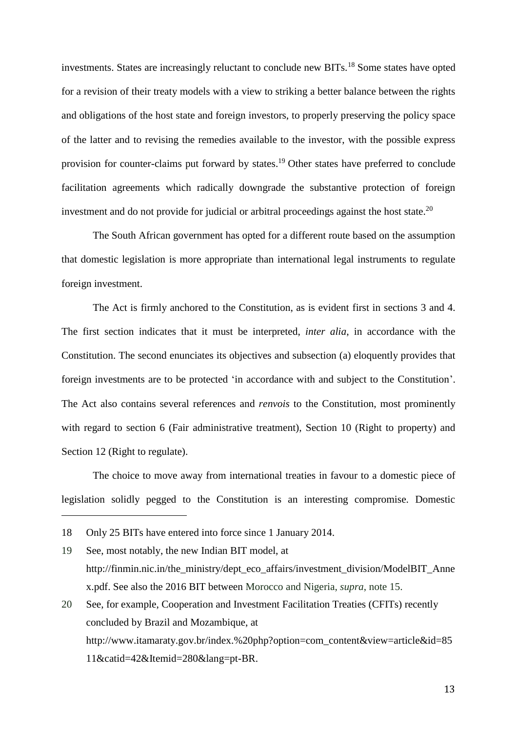investments. States are increasingly reluctant to conclude new BITs.[18] Some states have opted for a revision of their treaty models with a view to striking a better balance between the rights and obligations of the host state and foreign investors, to properly preserving the policy space of the latter and to revising the remedies available to the investor, with the possible express provision for counter-claims put forward by states.[19] Other states have preferred to conclude facilitation agreements which radically downgrade the substantive protection of foreign investment and do not provide for judicial or arbitral proceedings against the host state.[20]

The South African government has opted for a different route based on the assumption that domestic legislation is more appropriate than international legal instruments to regulate foreign investment.

The Act is firmly anchored to the Constitution, as is evident first in sections 3 and 4. The first section indicates that it must be interpreted, *inter alia*, in accordance with the Constitution. The second enunciates its objectives and subsection (a) eloquently provides that foreign investments are to be protected 'in accordance with and subject to the Constitution'. The Act also contains several references and *renvois* to the Constitution, most prominently with regard to section 6 (Fair administrative treatment), Section 10 (Right to property) and Section 12 (Right to regulate).

The choice to move away from international treaties in favour to a domestic piece of legislation solidly pegged to the Constitution is an interesting compromise. Domestic

---

18 Only 25 BITs have entered into force since 1 January 2014.

19 See, most notably, the new Indian BIT model, at http://finmin.nic.in/the_ministry/dept_eco_affairs/investment_division/ModelBIT_Annex.pdf. See also the 2016 BIT between Morocco and Nigeria, *supra*, note 15.

20 See, for example, Cooperation and Investment Facilitation Treaties (CFITs) recently concluded by Brazil and Mozambique, at http://www.itamaraty.gov.br/index.%20php?option=com_content&view=article&id=8511&catid=42&Itemid=280&lang=pt-BR.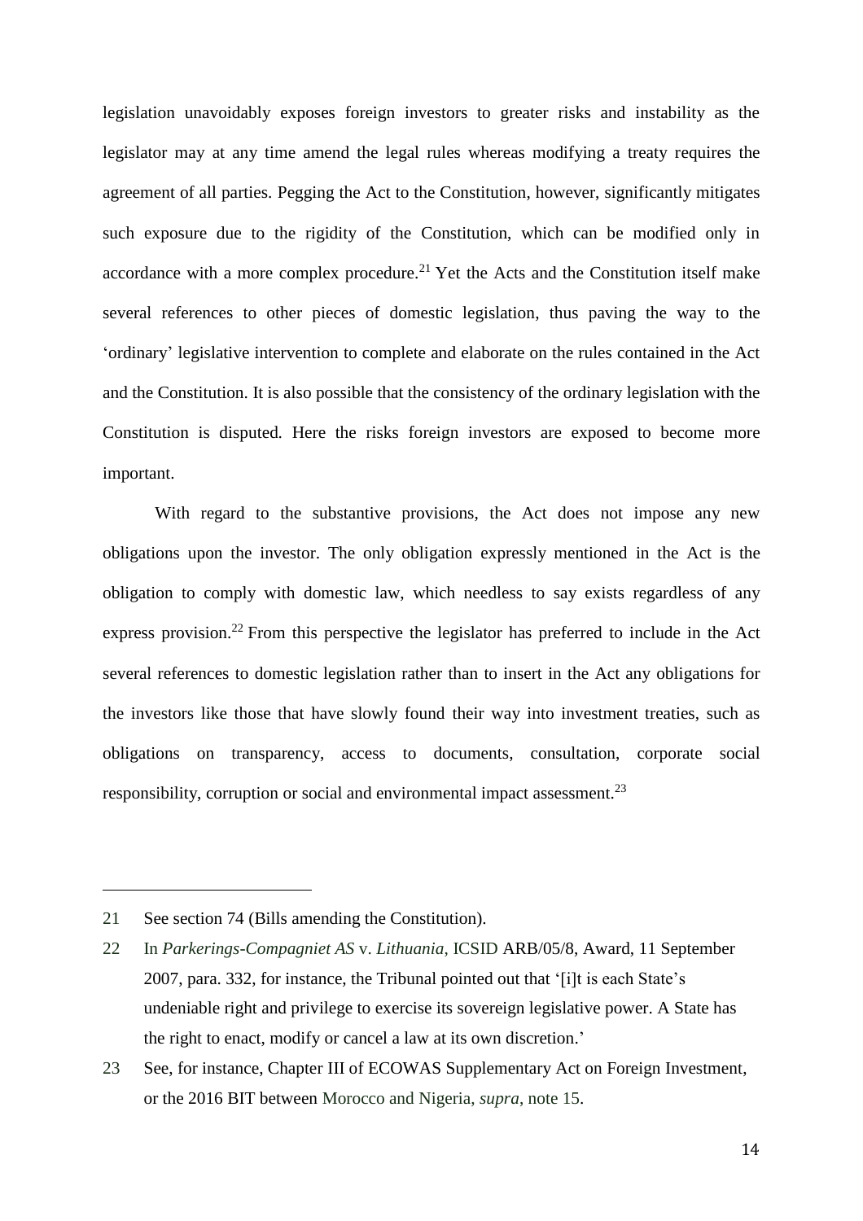legislation unavoidably exposes foreign investors to greater risks and instability as the legislator may at any time amend the legal rules whereas modifying a treaty requires the agreement of all parties. Pegging the Act to the Constitution, however, significantly mitigates such exposure due to the rigidity of the Constitution, which can be modified only in accordance with a more complex procedure.[21] Yet the Acts and the Constitution itself make several references to other pieces of domestic legislation, thus paving the way to the 'ordinary' legislative intervention to complete and elaborate on the rules contained in the Act and the Constitution. It is also possible that the consistency of the ordinary legislation with the Constitution is disputed. Here the risks foreign investors are exposed to become more important.

With regard to the substantive provisions, the Act does not impose any new obligations upon the investor. The only obligation expressly mentioned in the Act is the obligation to comply with domestic law, which needless to say exists regardless of any express provision.[22] From this perspective the legislator has preferred to include in the Act several references to domestic legislation rather than to insert in the Act any obligations for the investors like those that have slowly found their way into investment treaties, such as obligations on transparency, access to documents, consultation, corporate social responsibility, corruption or social and environmental impact assessment.[23]

---

21 See section 74 (Bills amending the Constitution).

22 In *Parkerings-Compagniet AS* v. *Lithuania*, ICSID ARB/05/8, Award, 11 September 2007, para. 332, for instance, the Tribunal pointed out that '[i]t is each State's undeniable right and privilege to exercise its sovereign legislative power. A State has the right to enact, modify or cancel a law at its own discretion.'

23 See, for instance, Chapter III of ECOWAS Supplementary Act on Foreign Investment, or the 2016 BIT between Morocco and Nigeria, *supra*, note 15.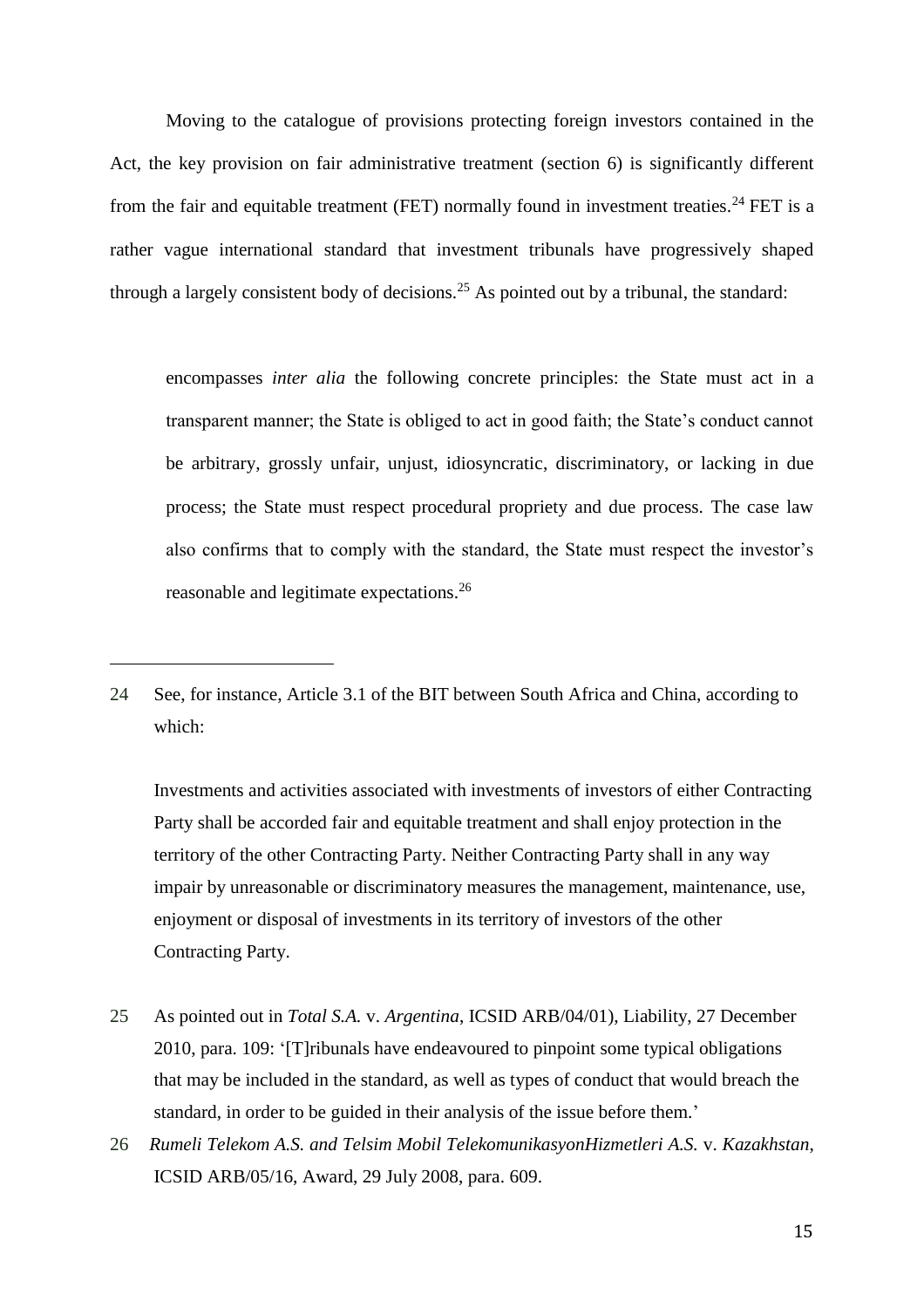Moving to the catalogue of provisions protecting foreign investors contained in the Act, the key provision on fair administrative treatment (section 6) is significantly different from the fair and equitable treatment (FET) normally found in investment treaties.[24] FET is a rather vague international standard that investment tribunals have progressively shaped through a largely consistent body of decisions.[25] As pointed out by a tribunal, the standard:

> encompasses *inter alia* the following concrete principles: the State must act in a transparent manner; the State is obliged to act in good faith; the State's conduct cannot be arbitrary, grossly unfair, unjust, idiosyncratic, discriminatory, or lacking in due process; the State must respect procedural propriety and due process. The case law also confirms that to comply with the standard, the State must respect the investor's reasonable and legitimate expectations.[26]

---

24 See, for instance, Article 3.1 of the BIT between South Africa and China, according to which:

> Investments and activities associated with investments of investors of either Contracting Party shall be accorded fair and equitable treatment and shall enjoy protection in the territory of the other Contracting Party. Neither Contracting Party shall in any way impair by unreasonable or discriminatory measures the management, maintenance, use, enjoyment or disposal of investments in its territory of investors of the other Contracting Party.

25 As pointed out in *Total S.A.* v. *Argentina*, ICSID ARB/04/01), Liability, 27 December 2010, para. 109: '[T]ribunals have endeavoured to pinpoint some typical obligations that may be included in the standard, as well as types of conduct that would breach the standard, in order to be guided in their analysis of the issue before them.'

26 *Rumeli Telekom A.S. and Telsim Mobil TelekomunikasyonHizmetleri A.S.* v. *Kazakhstan*, ICSID ARB/05/16, Award, 29 July 2008, para. 609.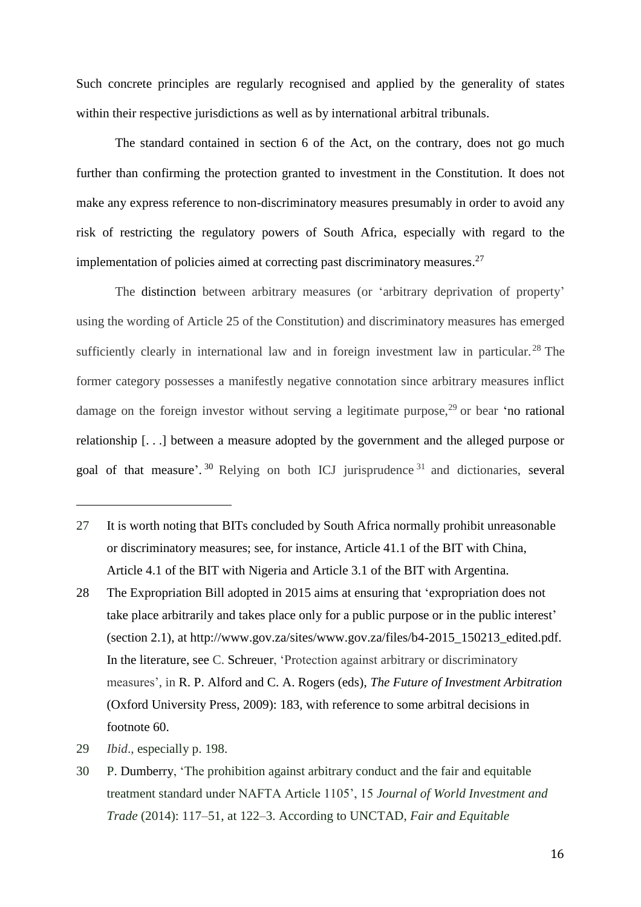Such concrete principles are regularly recognised and applied by the generality of states within their respective jurisdictions as well as by international arbitral tribunals.

The standard contained in section 6 of the Act, on the contrary, does not go much further than confirming the protection granted to investment in the Constitution. It does not make any express reference to non-discriminatory measures presumably in order to avoid any risk of restricting the regulatory powers of South Africa, especially with regard to the implementation of policies aimed at correcting past discriminatory measures.[27]

The distinction between arbitrary measures (or 'arbitrary deprivation of property' using the wording of Article 25 of the Constitution) and discriminatory measures has emerged sufficiently clearly in international law and in foreign investment law in particular.[28] The former category possesses a manifestly negative connotation since arbitrary measures inflict damage on the foreign investor without serving a legitimate purpose,[29] or bear 'no rational relationship [. . .] between a measure adopted by the government and the alleged purpose or goal of that measure'.[30] Relying on both ICJ jurisprudence[31] and dictionaries, several

---

27 It is worth noting that BITs concluded by South Africa normally prohibit unreasonable or discriminatory measures; see, for instance, Article 41.1 of the BIT with China, Article 4.1 of the BIT with Nigeria and Article 3.1 of the BIT with Argentina.

28 The Expropriation Bill adopted in 2015 aims at ensuring that 'expropriation does not take place arbitrarily and takes place only for a public purpose or in the public interest' (section 2.1), at http://www.gov.za/sites/www.gov.za/files/b4-2015_150213_edited.pdf. In the literature, see C. Schreuer, 'Protection against arbitrary or discriminatory measures', in R. P. Alford and C. A. Rogers (eds), *The Future of Investment Arbitration* (Oxford University Press, 2009): 183, with reference to some arbitral decisions in footnote 60.

29 *Ibid*., especially p. 198.

30 P. Dumberry, 'The prohibition against arbitrary conduct and the fair and equitable treatment standard under NAFTA Article 1105', 15 *Journal of World Investment and Trade* (2014): 117–51, at 122–3. According to UNCTAD, *Fair and Equitable*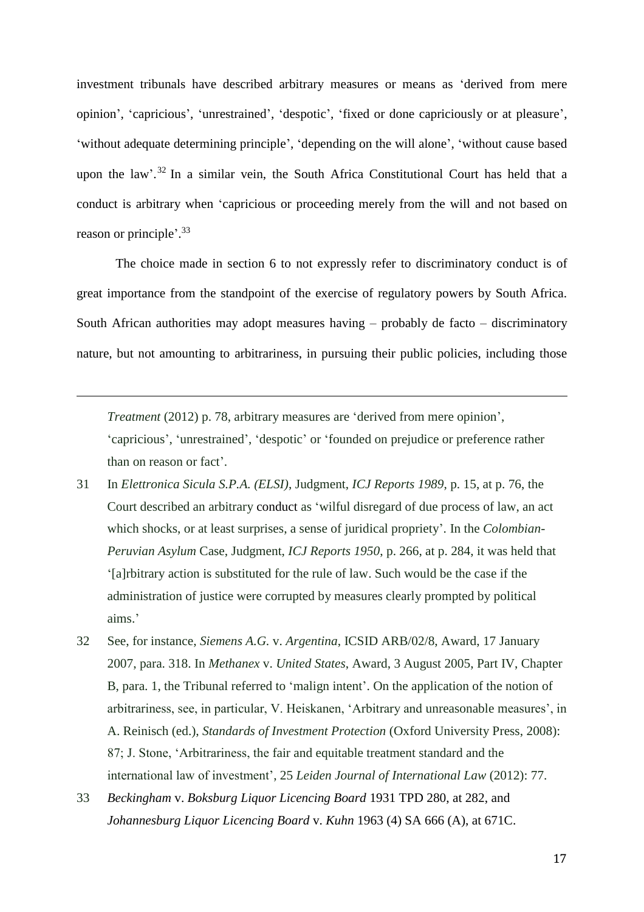investment tribunals have described arbitrary measures or means as 'derived from mere opinion', 'capricious', 'unrestrained', 'despotic', 'fixed or done capriciously or at pleasure', 'without adequate determining principle', 'depending on the will alone', 'without cause based upon the law'.[32] In a similar vein, the South Africa Constitutional Court has held that a conduct is arbitrary when 'capricious or proceeding merely from the will and not based on reason or principle'.[33]

The choice made in section 6 to not expressly refer to discriminatory conduct is of great importance from the standpoint of the exercise of regulatory powers by South Africa. South African authorities may adopt measures having – probably de facto – discriminatory nature, but not amounting to arbitrariness, in pursuing their public policies, including those

---

*Treatment* (2012) p. 78, arbitrary measures are 'derived from mere opinion', 'capricious', 'unrestrained', 'despotic' or 'founded on prejudice or preference rather than on reason or fact'.

31 In *Elettronica Sicula S.P.A. (ELSI)*, Judgment, *ICJ Reports 1989*, p. 15, at p. 76, the Court described an arbitrary conduct as 'wilful disregard of due process of law, an act which shocks, or at least surprises, a sense of juridical propriety'. In the *Colombian-Peruvian Asylum* Case, Judgment, *ICJ Reports 1950*, p. 266, at p. 284, it was held that '[a]rbitrary action is substituted for the rule of law. Such would be the case if the administration of justice were corrupted by measures clearly prompted by political aims.'

32 See, for instance, *Siemens A.G.* v. *Argentina*, ICSID ARB/02/8, Award, 17 January 2007, para. 318. In *Methanex* v. *United States*, Award, 3 August 2005, Part IV, Chapter B, para. 1, the Tribunal referred to 'malign intent'. On the application of the notion of arbitrariness, see, in particular, V. Heiskanen, 'Arbitrary and unreasonable measures', in A. Reinisch (ed.), *Standards of Investment Protection* (Oxford University Press, 2008): 87; J. Stone, 'Arbitrariness, the fair and equitable treatment standard and the international law of investment', 25 *Leiden Journal of International Law* (2012): 77.

33 *Beckingham* v. *Boksburg Liquor Licencing Board* 1931 TPD 280, at 282, and *Johannesburg Liquor Licencing Board* v. *Kuhn* 1963 (4) SA 666 (A), at 671C.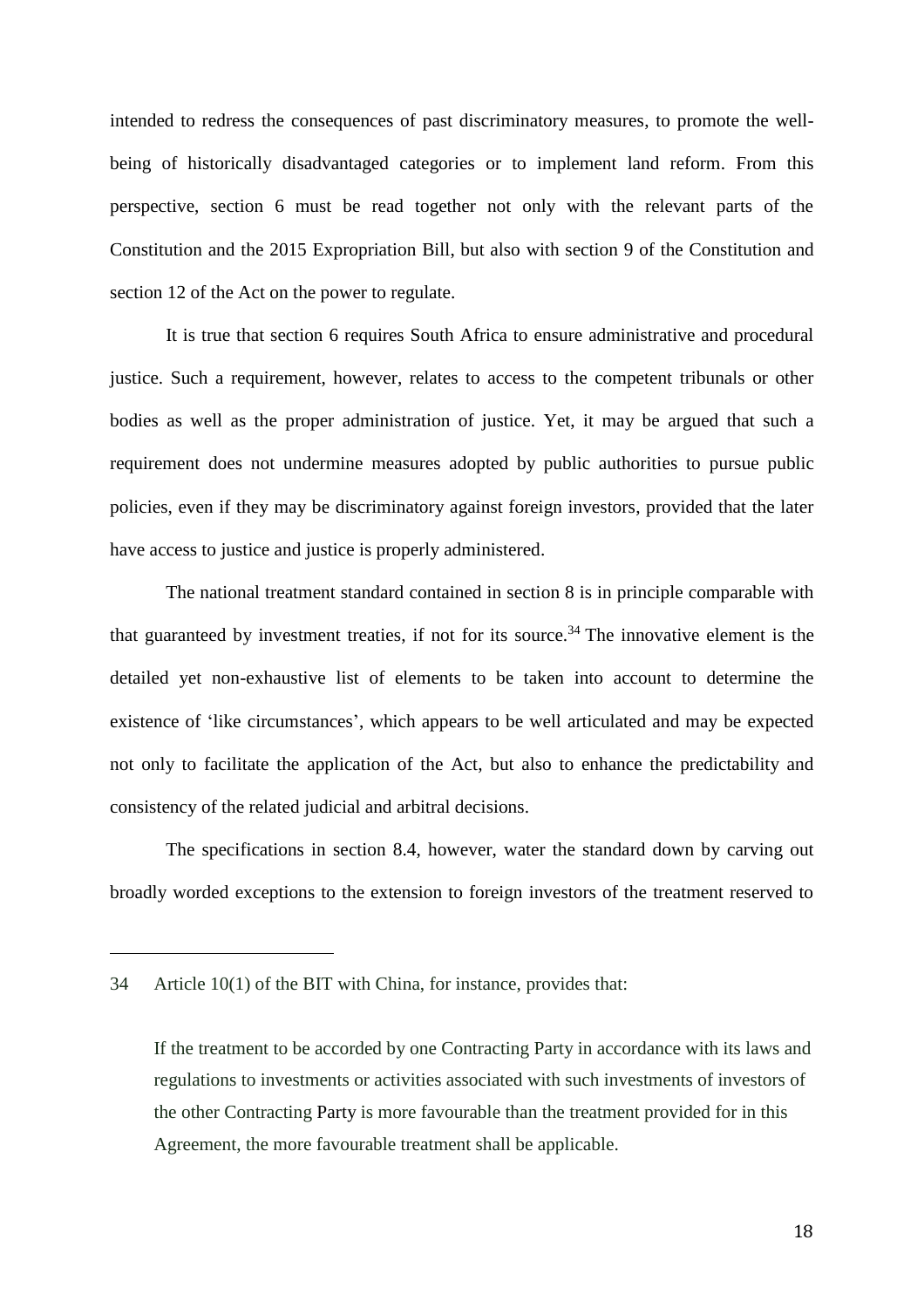intended to redress the consequences of past discriminatory measures, to promote the well-being of historically disadvantaged categories or to implement land reform. From this perspective, section 6 must be read together not only with the relevant parts of the Constitution and the 2015 Expropriation Bill, but also with section 9 of the Constitution and section 12 of the Act on the power to regulate.

It is true that section 6 requires South Africa to ensure administrative and procedural justice. Such a requirement, however, relates to access to the competent tribunals or other bodies as well as the proper administration of justice. Yet, it may be argued that such a requirement does not undermine measures adopted by public authorities to pursue public policies, even if they may be discriminatory against foreign investors, provided that the later have access to justice and justice is properly administered.

The national treatment standard contained in section 8 is in principle comparable with that guaranteed by investment treaties, if not for its source.[34] The innovative element is the detailed yet non-exhaustive list of elements to be taken into account to determine the existence of 'like circumstances', which appears to be well articulated and may be expected not only to facilitate the application of the Act, but also to enhance the predictability and consistency of the related judicial and arbitral decisions.

The specifications in section 8.4, however, water the standard down by carving out broadly worded exceptions to the extension to foreign investors of the treatment reserved to

---

34 Article 10(1) of the BIT with China, for instance, provides that:

> If the treatment to be accorded by one Contracting Party in accordance with its laws and regulations to investments or activities associated with such investments of investors of the other Contracting Party is more favourable than the treatment provided for in this Agreement, the more favourable treatment shall be applicable.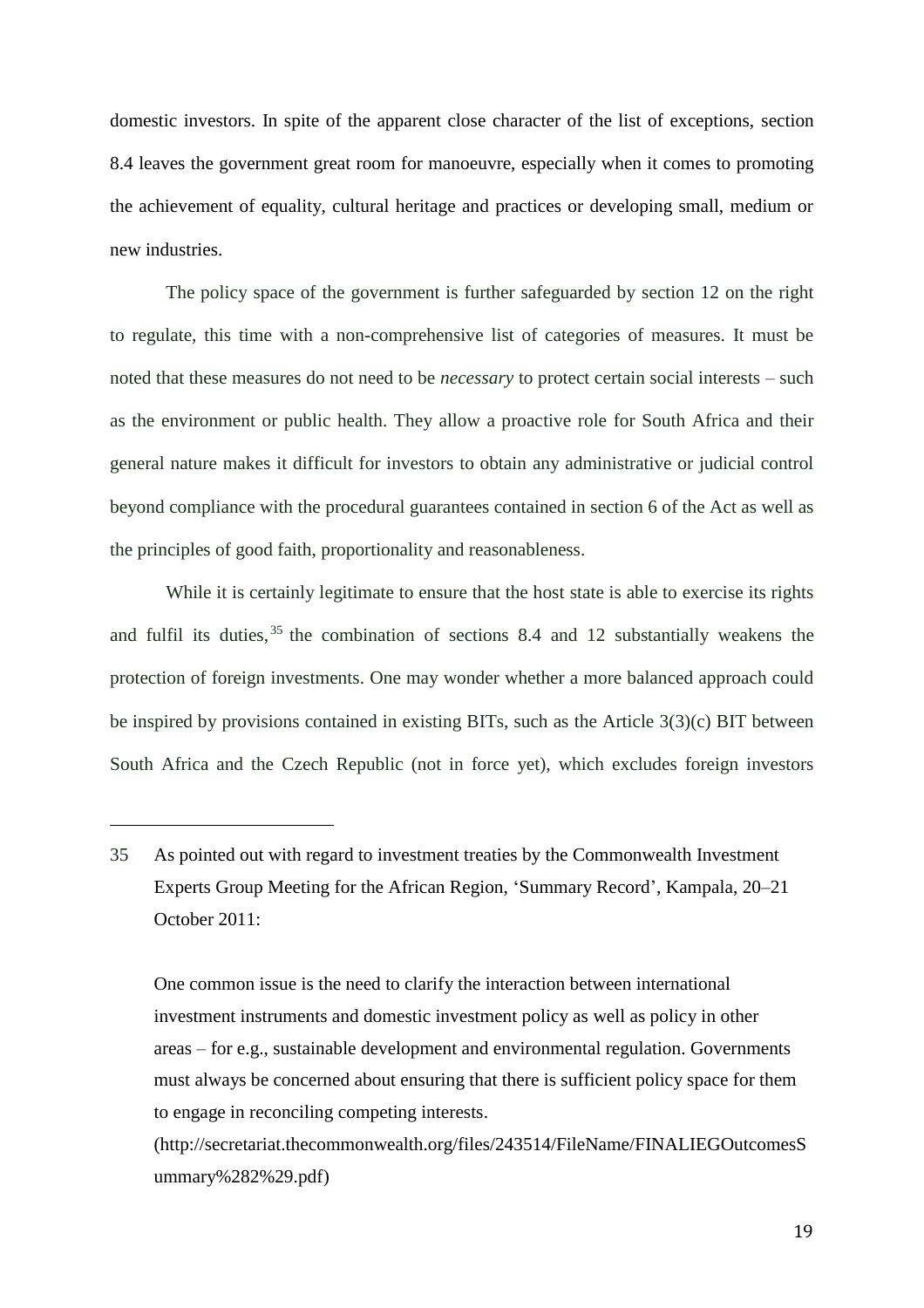domestic investors. In spite of the apparent close character of the list of exceptions, section 8.4 leaves the government great room for manoeuvre, especially when it comes to promoting the achievement of equality, cultural heritage and practices or developing small, medium or new industries.

The policy space of the government is further safeguarded by section 12 on the right to regulate, this time with a non-comprehensive list of categories of measures. It must be noted that these measures do not need to be *necessary* to protect certain social interests – such as the environment or public health. They allow a proactive role for South Africa and their general nature makes it difficult for investors to obtain any administrative or judicial control beyond compliance with the procedural guarantees contained in section 6 of the Act as well as the principles of good faith, proportionality and reasonableness.

While it is certainly legitimate to ensure that the host state is able to exercise its rights and fulfil its duties,[35] the combination of sections 8.4 and 12 substantially weakens the protection of foreign investments. One may wonder whether a more balanced approach could be inspired by provisions contained in existing BITs, such as the Article 3(3)(c) BIT between South Africa and the Czech Republic (not in force yet), which excludes foreign investors

---

35 As pointed out with regard to investment treaties by the Commonwealth Investment Experts Group Meeting for the African Region, 'Summary Record', Kampala, 20–21 October 2011:

> One common issue is the need to clarify the interaction between international investment instruments and domestic investment policy as well as policy in other areas – for e.g., sustainable development and environmental regulation. Governments must always be concerned about ensuring that there is sufficient policy space for them to engage in reconciling competing interests.

(http://secretariat.thecommonwealth.org/files/243514/FileName/FINALIEGOutcomesSummary%282%29.pdf)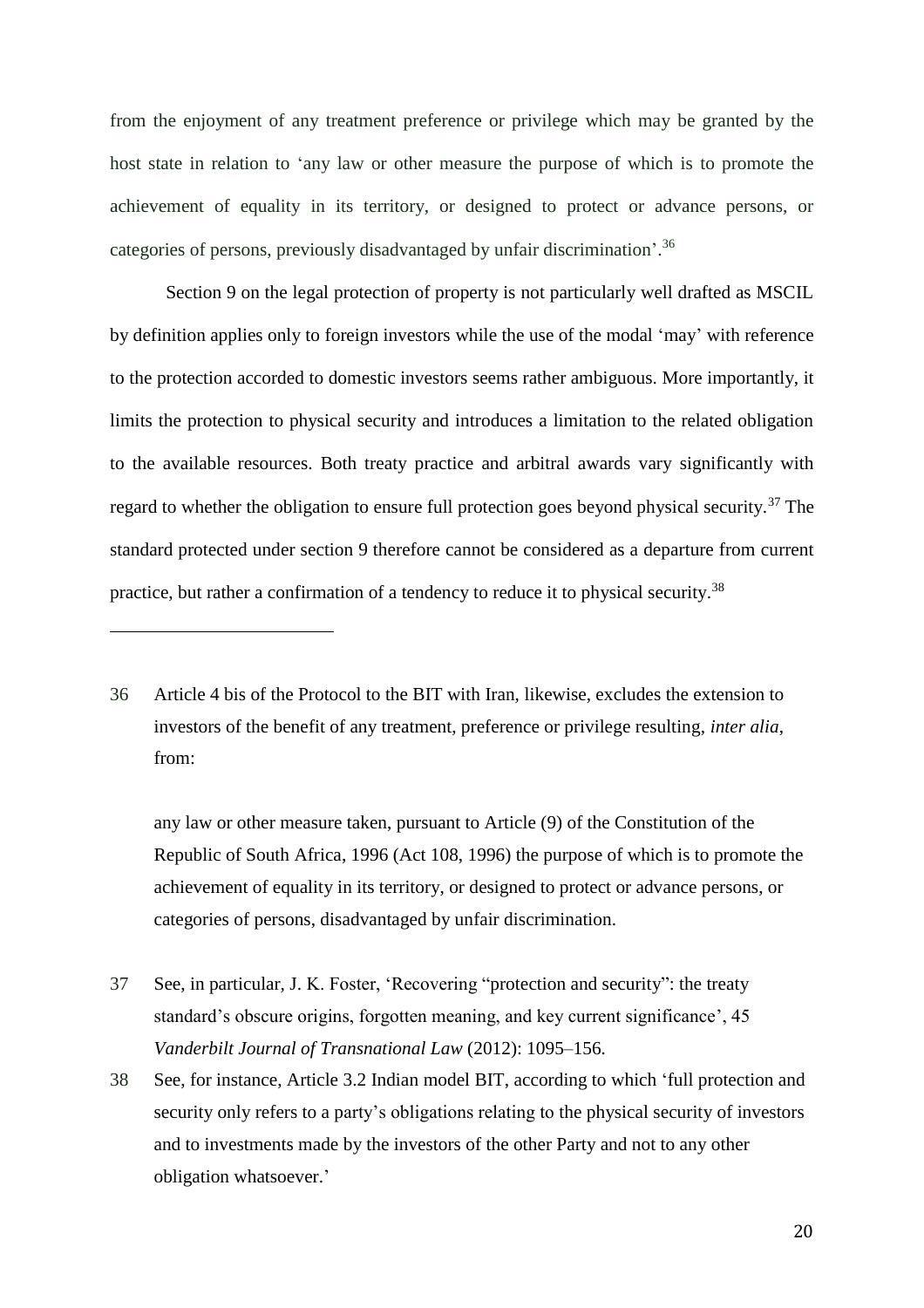from the enjoyment of any treatment preference or privilege which may be granted by the host state in relation to 'any law or other measure the purpose of which is to promote the achievement of equality in its territory, or designed to protect or advance persons, or categories of persons, previously disadvantaged by unfair discrimination'.[36]

Section 9 on the legal protection of property is not particularly well drafted as MSCIL by definition applies only to foreign investors while the use of the modal 'may' with reference to the protection accorded to domestic investors seems rather ambiguous. More importantly, it limits the protection to physical security and introduces a limitation to the related obligation to the available resources. Both treaty practice and arbitral awards vary significantly with regard to whether the obligation to ensure full protection goes beyond physical security.[37] The standard protected under section 9 therefore cannot be considered as a departure from current practice, but rather a confirmation of a tendency to reduce it to physical security.[38]

---

36 Article 4 bis of the Protocol to the BIT with Iran, likewise, excludes the extension to investors of the benefit of any treatment, preference or privilege resulting, *inter alia*, from:

> any law or other measure taken, pursuant to Article (9) of the Constitution of the Republic of South Africa, 1996 (Act 108, 1996) the purpose of which is to promote the achievement of equality in its territory, or designed to protect or advance persons, or categories of persons, disadvantaged by unfair discrimination.

37 See, in particular, J. K. Foster, 'Recovering "protection and security": the treaty standard's obscure origins, forgotten meaning, and key current significance', 45 *Vanderbilt Journal of Transnational Law* (2012): 1095–156.

38 See, for instance, Article 3.2 Indian model BIT, according to which 'full protection and security only refers to a party's obligations relating to the physical security of investors and to investments made by the investors of the other Party and not to any other obligation whatsoever.'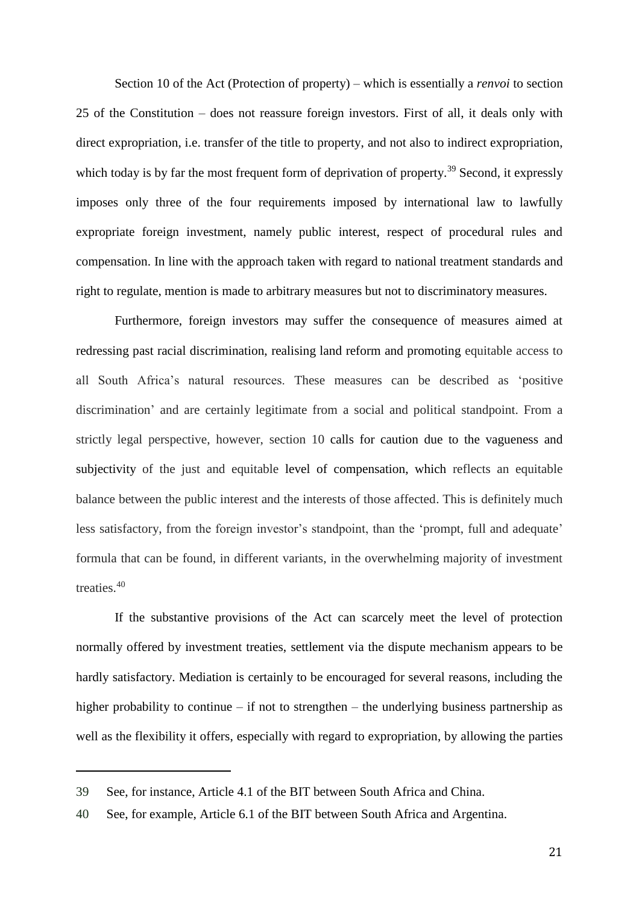Section 10 of the Act (Protection of property) – which is essentially a *renvoi* to section 25 of the Constitution – does not reassure foreign investors. First of all, it deals only with direct expropriation, i.e. transfer of the title to property, and not also to indirect expropriation, which today is by far the most frequent form of deprivation of property.[39] Second, it expressly imposes only three of the four requirements imposed by international law to lawfully expropriate foreign investment, namely public interest, respect of procedural rules and compensation. In line with the approach taken with regard to national treatment standards and right to regulate, mention is made to arbitrary measures but not to discriminatory measures.

Furthermore, foreign investors may suffer the consequence of measures aimed at redressing past racial discrimination, realising land reform and promoting equitable access to all South Africa's natural resources. These measures can be described as 'positive discrimination' and are certainly legitimate from a social and political standpoint. From a strictly legal perspective, however, section 10 calls for caution due to the vagueness and subjectivity of the just and equitable level of compensation, which reflects an equitable balance between the public interest and the interests of those affected. This is definitely much less satisfactory, from the foreign investor's standpoint, than the 'prompt, full and adequate' formula that can be found, in different variants, in the overwhelming majority of investment treaties.[40]

If the substantive provisions of the Act can scarcely meet the level of protection normally offered by investment treaties, settlement via the dispute mechanism appears to be hardly satisfactory. Mediation is certainly to be encouraged for several reasons, including the higher probability to continue – if not to strengthen – the underlying business partnership as well as the flexibility it offers, especially with regard to expropriation, by allowing the parties

---

39 See, for instance, Article 4.1 of the BIT between South Africa and China.

40 See, for example, Article 6.1 of the BIT between South Africa and Argentina.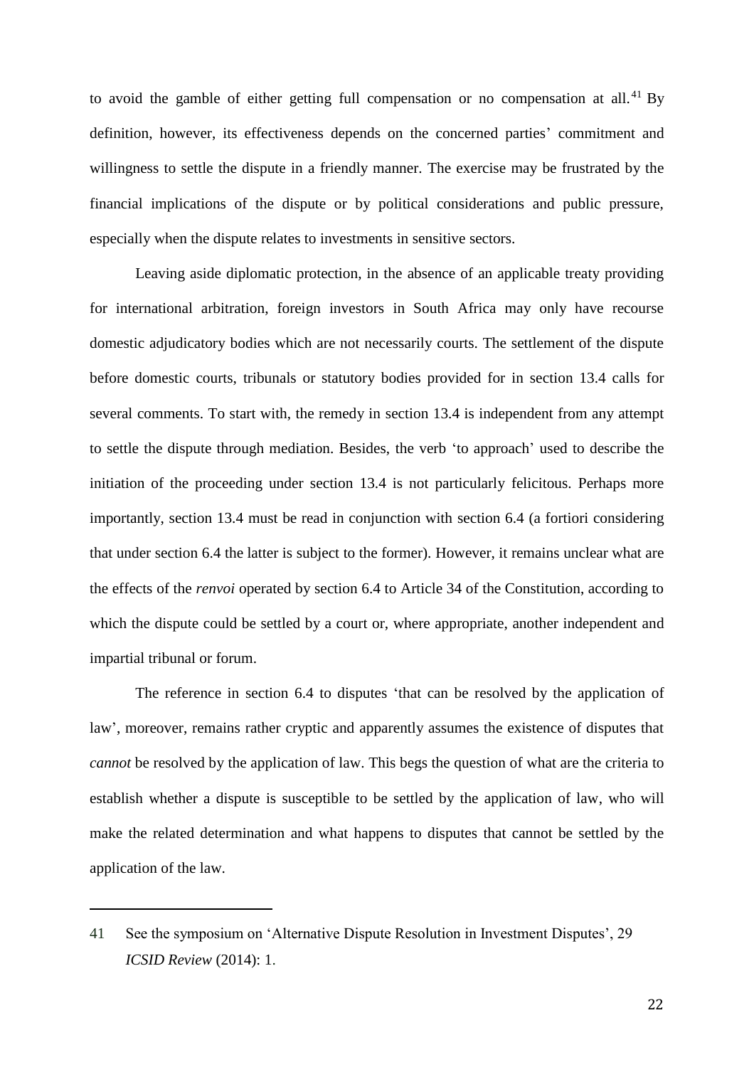to avoid the gamble of either getting full compensation or no compensation at all.[41] By definition, however, its effectiveness depends on the concerned parties' commitment and willingness to settle the dispute in a friendly manner. The exercise may be frustrated by the financial implications of the dispute or by political considerations and public pressure, especially when the dispute relates to investments in sensitive sectors.

Leaving aside diplomatic protection, in the absence of an applicable treaty providing for international arbitration, foreign investors in South Africa may only have recourse domestic adjudicatory bodies which are not necessarily courts. The settlement of the dispute before domestic courts, tribunals or statutory bodies provided for in section 13.4 calls for several comments. To start with, the remedy in section 13.4 is independent from any attempt to settle the dispute through mediation. Besides, the verb 'to approach' used to describe the initiation of the proceeding under section 13.4 is not particularly felicitous. Perhaps more importantly, section 13.4 must be read in conjunction with section 6.4 (a fortiori considering that under section 6.4 the latter is subject to the former). However, it remains unclear what are the effects of the *renvoi* operated by section 6.4 to Article 34 of the Constitution, according to which the dispute could be settled by a court or, where appropriate, another independent and impartial tribunal or forum.

The reference in section 6.4 to disputes 'that can be resolved by the application of law', moreover, remains rather cryptic and apparently assumes the existence of disputes that *cannot* be resolved by the application of law. This begs the question of what are the criteria to establish whether a dispute is susceptible to be settled by the application of law, who will make the related determination and what happens to disputes that cannot be settled by the application of the law.

---

41 See the symposium on 'Alternative Dispute Resolution in Investment Disputes', 29 *ICSID Review* (2014): 1.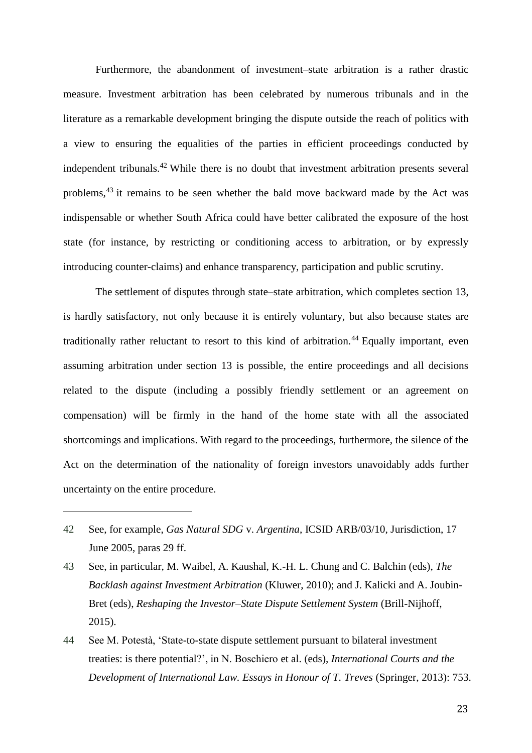Furthermore, the abandonment of investment–state arbitration is a rather drastic measure. Investment arbitration has been celebrated by numerous tribunals and in the literature as a remarkable development bringing the dispute outside the reach of politics with a view to ensuring the equalities of the parties in efficient proceedings conducted by independent tribunals.[42] While there is no doubt that investment arbitration presents several problems,[43] it remains to be seen whether the bald move backward made by the Act was indispensable or whether South Africa could have better calibrated the exposure of the host state (for instance, by restricting or conditioning access to arbitration, or by expressly introducing counter-claims) and enhance transparency, participation and public scrutiny.

The settlement of disputes through state–state arbitration, which completes section 13, is hardly satisfactory, not only because it is entirely voluntary, but also because states are traditionally rather reluctant to resort to this kind of arbitration.[44] Equally important, even assuming arbitration under section 13 is possible, the entire proceedings and all decisions related to the dispute (including a possibly friendly settlement or an agreement on compensation) will be firmly in the hand of the home state with all the associated shortcomings and implications. With regard to the proceedings, furthermore, the silence of the Act on the determination of the nationality of foreign investors unavoidably adds further uncertainty on the entire procedure.

---

42 See, for example, *Gas Natural SDG* v. *Argentina*, ICSID ARB/03/10, Jurisdiction, 17 June 2005, paras 29 ff.

43 See, in particular, M. Waibel, A. Kaushal, K.-H. L. Chung and C. Balchin (eds), *The Backlash against Investment Arbitration* (Kluwer, 2010); and J. Kalicki and A. Joubin-Bret (eds), *Reshaping the Investor–State Dispute Settlement System* (Brill-Nijhoff, 2015).

44 See M. Potestà, 'State-to-state dispute settlement pursuant to bilateral investment treaties: is there potential?', in N. Boschiero et al. (eds), *International Courts and the Development of International Law. Essays in Honour of T. Treves* (Springer, 2013): 753.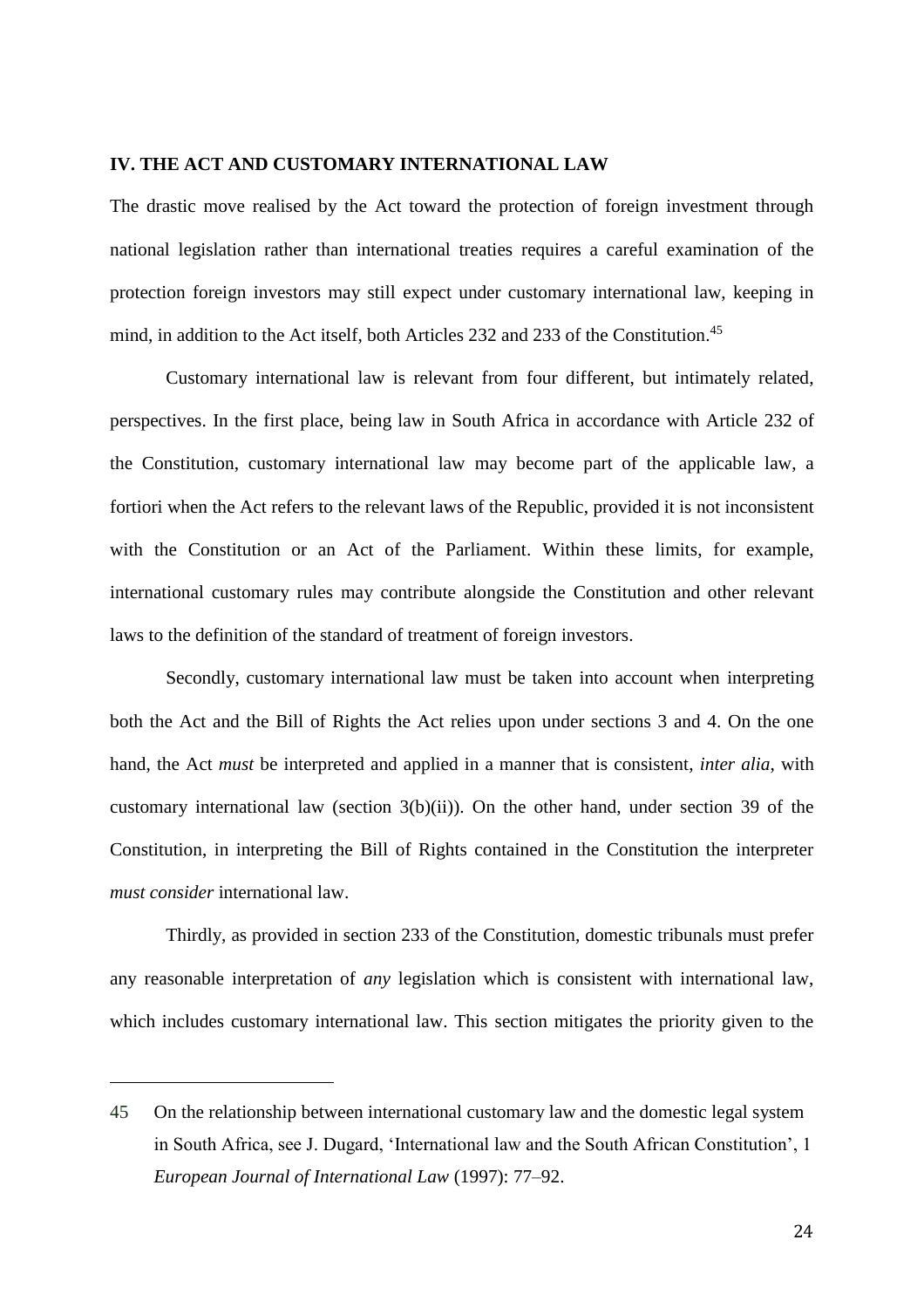## IV. THE ACT AND CUSTOMARY INTERNATIONAL LAW

The drastic move realised by the Act toward the protection of foreign investment through national legislation rather than international treaties requires a careful examination of the protection foreign investors may still expect under customary international law, keeping in mind, in addition to the Act itself, both Articles 232 and 233 of the Constitution.[45]

Customary international law is relevant from four different, but intimately related, perspectives. In the first place, being law in South Africa in accordance with Article 232 of the Constitution, customary international law may become part of the applicable law, a fortiori when the Act refers to the relevant laws of the Republic, provided it is not inconsistent with the Constitution or an Act of the Parliament. Within these limits, for example, international customary rules may contribute alongside the Constitution and other relevant laws to the definition of the standard of treatment of foreign investors.

Secondly, customary international law must be taken into account when interpreting both the Act and the Bill of Rights the Act relies upon under sections 3 and 4. On the one hand, the Act *must* be interpreted and applied in a manner that is consistent, *inter alia*, with customary international law (section 3(b)(ii)). On the other hand, under section 39 of the Constitution, in interpreting the Bill of Rights contained in the Constitution the interpreter *must consider* international law.

Thirdly, as provided in section 233 of the Constitution, domestic tribunals must prefer any reasonable interpretation of *any* legislation which is consistent with international law, which includes customary international law. This section mitigates the priority given to the

---

45 On the relationship between international customary law and the domestic legal system in South Africa, see J. Dugard, 'International law and the South African Constitution', 1 *European Journal of International Law* (1997): 77–92.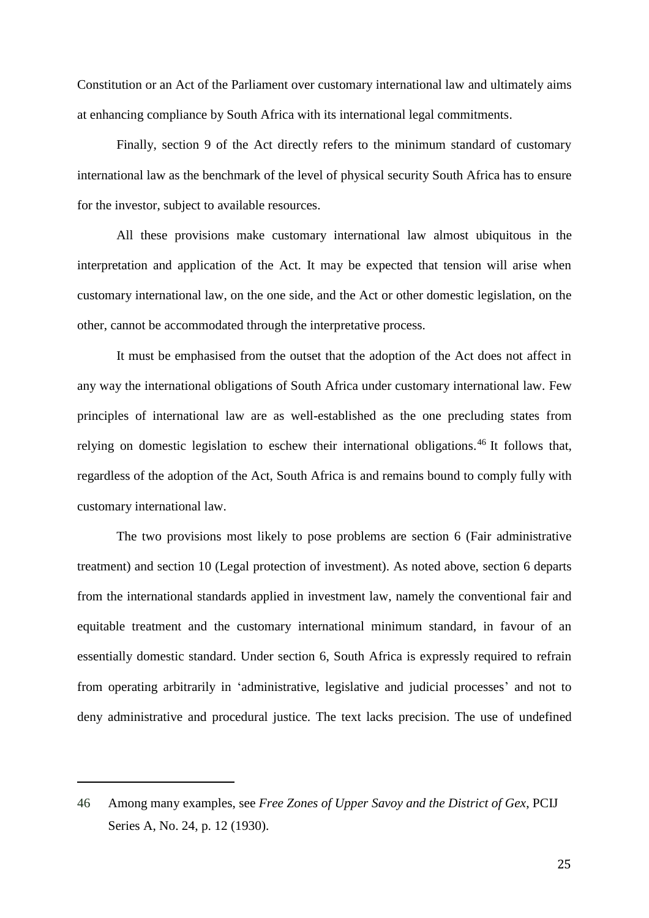Constitution or an Act of the Parliament over customary international law and ultimately aims at enhancing compliance by South Africa with its international legal commitments.

Finally, section 9 of the Act directly refers to the minimum standard of customary international law as the benchmark of the level of physical security South Africa has to ensure for the investor, subject to available resources.

All these provisions make customary international law almost ubiquitous in the interpretation and application of the Act. It may be expected that tension will arise when customary international law, on the one side, and the Act or other domestic legislation, on the other, cannot be accommodated through the interpretative process.

It must be emphasised from the outset that the adoption of the Act does not affect in any way the international obligations of South Africa under customary international law. Few principles of international law are as well-established as the one precluding states from relying on domestic legislation to eschew their international obligations.[46] It follows that, regardless of the adoption of the Act, South Africa is and remains bound to comply fully with customary international law.

The two provisions most likely to pose problems are section 6 (Fair administrative treatment) and section 10 (Legal protection of investment). As noted above, section 6 departs from the international standards applied in investment law, namely the conventional fair and equitable treatment and the customary international minimum standard, in favour of an essentially domestic standard. Under section 6, South Africa is expressly required to refrain from operating arbitrarily in 'administrative, legislative and judicial processes' and not to deny administrative and procedural justice. The text lacks precision. The use of undefined

---

46 Among many examples, see *Free Zones of Upper Savoy and the District of Gex*, PCIJ Series A, No. 24, p. 12 (1930).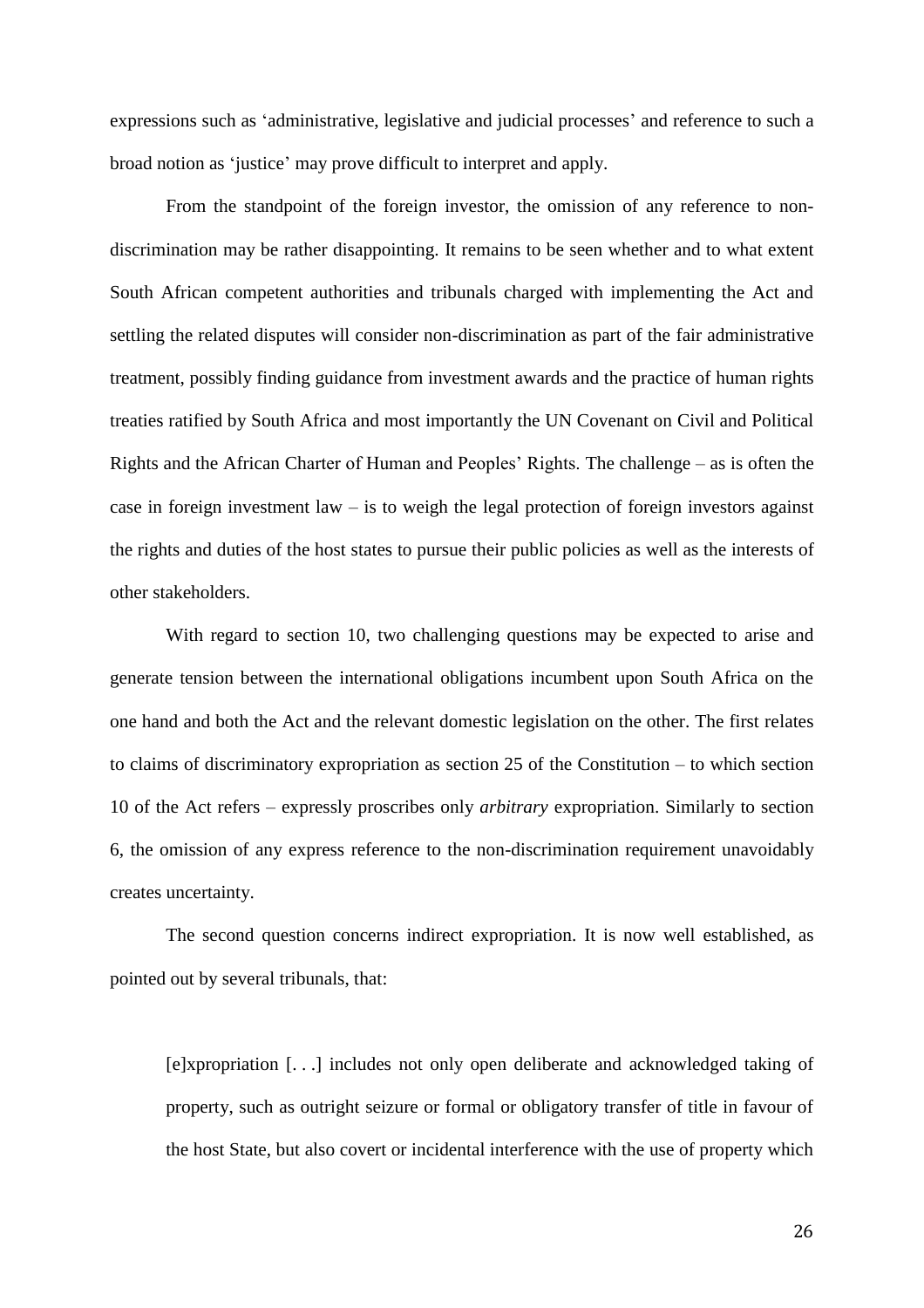expressions such as 'administrative, legislative and judicial processes' and reference to such a broad notion as 'justice' may prove difficult to interpret and apply.

From the standpoint of the foreign investor, the omission of any reference to non-discrimination may be rather disappointing. It remains to be seen whether and to what extent South African competent authorities and tribunals charged with implementing the Act and settling the related disputes will consider non-discrimination as part of the fair administrative treatment, possibly finding guidance from investment awards and the practice of human rights treaties ratified by South Africa and most importantly the UN Covenant on Civil and Political Rights and the African Charter of Human and Peoples' Rights. The challenge – as is often the case in foreign investment law – is to weigh the legal protection of foreign investors against the rights and duties of the host states to pursue their public policies as well as the interests of other stakeholders.

With regard to section 10, two challenging questions may be expected to arise and generate tension between the international obligations incumbent upon South Africa on the one hand and both the Act and the relevant domestic legislation on the other. The first relates to claims of discriminatory expropriation as section 25 of the Constitution – to which section 10 of the Act refers – expressly proscribes only *arbitrary* expropriation. Similarly to section 6, the omission of any express reference to the non-discrimination requirement unavoidably creates uncertainty.

The second question concerns indirect expropriation. It is now well established, as pointed out by several tribunals, that:

> [e]xpropriation [. . .] includes not only open deliberate and acknowledged taking of property, such as outright seizure or formal or obligatory transfer of title in favour of the host State, but also covert or incidental interference with the use of property which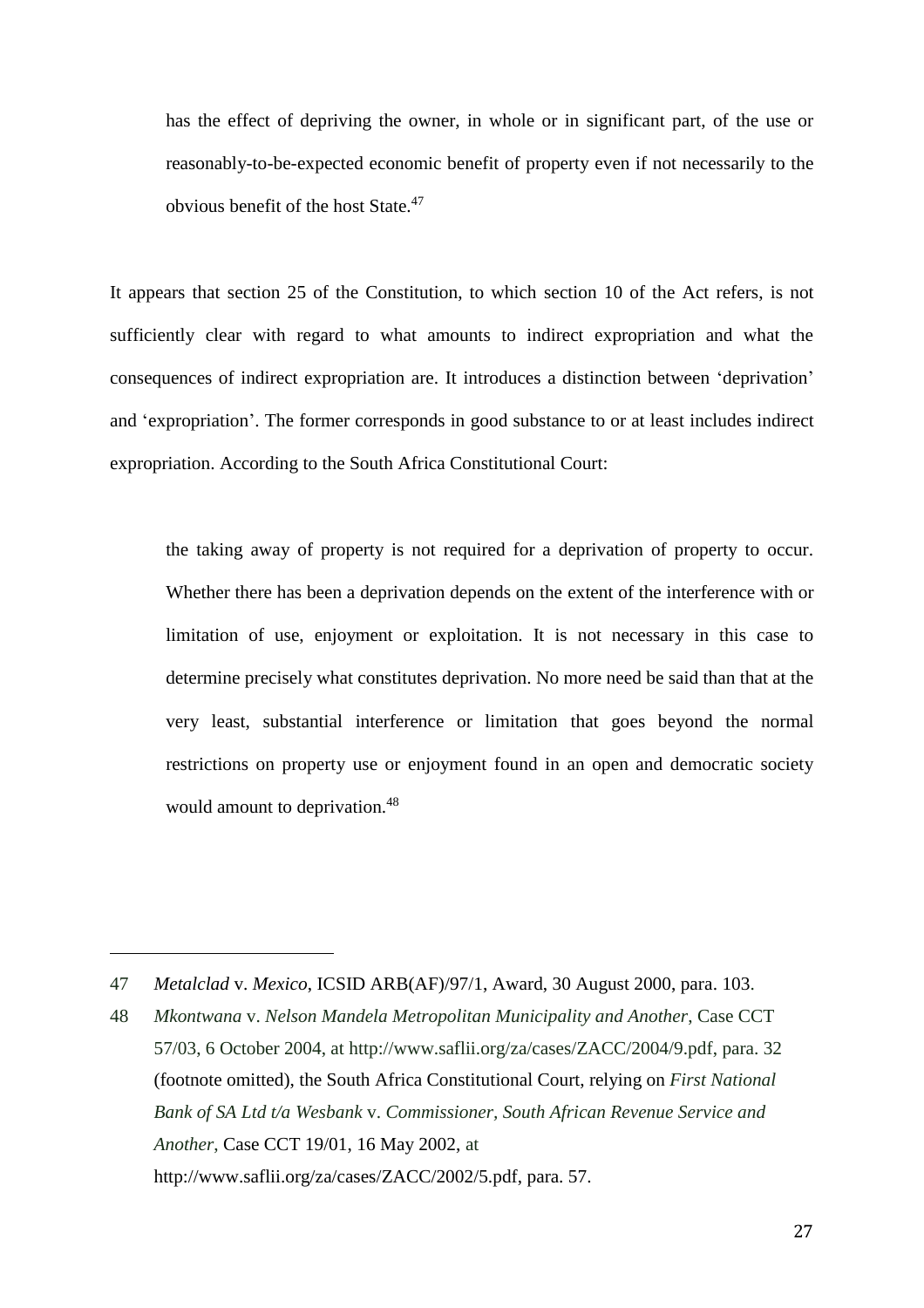> has the effect of depriving the owner, in whole or in significant part, of the use or reasonably-to-be-expected economic benefit of property even if not necessarily to the obvious benefit of the host State.[47]

It appears that section 25 of the Constitution, to which section 10 of the Act refers, is not sufficiently clear with regard to what amounts to indirect expropriation and what the consequences of indirect expropriation are. It introduces a distinction between 'deprivation' and 'expropriation'. The former corresponds in good substance to or at least includes indirect expropriation. According to the South Africa Constitutional Court:

> the taking away of property is not required for a deprivation of property to occur. Whether there has been a deprivation depends on the extent of the interference with or limitation of use, enjoyment or exploitation. It is not necessary in this case to determine precisely what constitutes deprivation. No more need be said than that at the very least, substantial interference or limitation that goes beyond the normal restrictions on property use or enjoyment found in an open and democratic society would amount to deprivation.[48]

---

47 *Metalclad* v. *Mexico*, ICSID ARB(AF)/97/1, Award, 30 August 2000, para. 103.

48 *Mkontwana* v. *Nelson Mandela Metropolitan Municipality and Another*, Case CCT 57/03, 6 October 2004, at http://www.saflii.org/za/cases/ZACC/2004/9.pdf, para. 32 (footnote omitted), the South Africa Constitutional Court, relying on *First National Bank of SA Ltd t/a Wesbank* v. *Commissioner, South African Revenue Service and Another*, Case CCT 19/01, 16 May 2002, at http://www.saflii.org/za/cases/ZACC/2002/5.pdf, para. 57.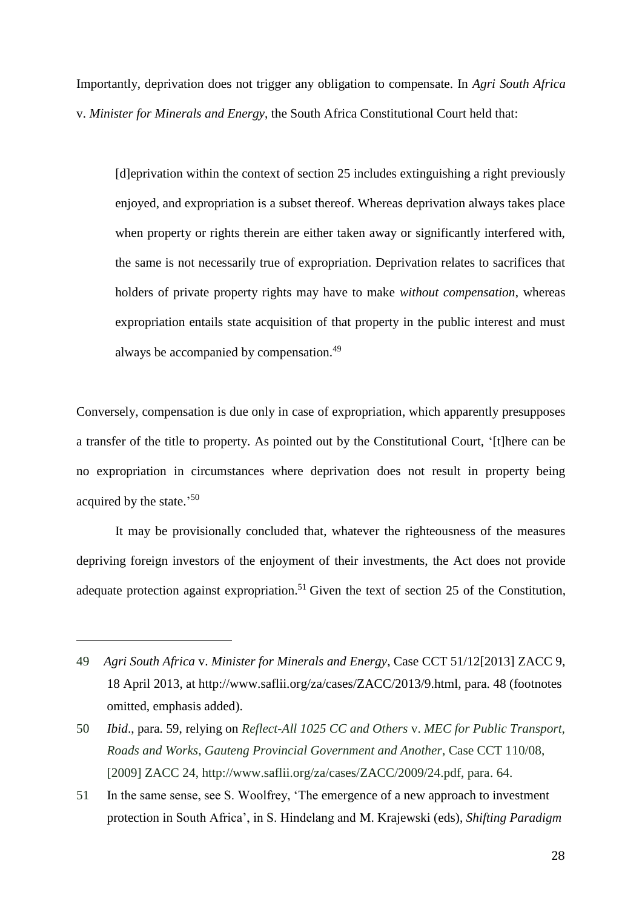Importantly, deprivation does not trigger any obligation to compensate. In *Agri South Africa* v. *Minister for Minerals and Energy*, the South Africa Constitutional Court held that:

> [d]eprivation within the context of section 25 includes extinguishing a right previously enjoyed, and expropriation is a subset thereof. Whereas deprivation always takes place when property or rights therein are either taken away or significantly interfered with, the same is not necessarily true of expropriation. Deprivation relates to sacrifices that holders of private property rights may have to make *without compensation*, whereas expropriation entails state acquisition of that property in the public interest and must always be accompanied by compensation.[49]

Conversely, compensation is due only in case of expropriation, which apparently presupposes a transfer of the title to property. As pointed out by the Constitutional Court, '[t]here can be no expropriation in circumstances where deprivation does not result in property being acquired by the state.'[50]

It may be provisionally concluded that, whatever the righteousness of the measures depriving foreign investors of the enjoyment of their investments, the Act does not provide adequate protection against expropriation.[51] Given the text of section 25 of the Constitution,

---

49 *Agri South Africa* v. *Minister for Minerals and Energy*, Case CCT 51/12[2013] ZACC 9, 18 April 2013, at http://www.saflii.org/za/cases/ZACC/2013/9.html, para. 48 (footnotes omitted, emphasis added).

50 *Ibid*., para. 59, relying on *Reflect-All 1025 CC and Others* v. *MEC for Public Transport, Roads and Works, Gauteng Provincial Government and Another*, Case CCT 110/08, [2009] ZACC 24, http://www.saflii.org/za/cases/ZACC/2009/24.pdf, para. 64.

51 In the same sense, see S. Woolfrey, 'The emergence of a new approach to investment protection in South Africa', in S. Hindelang and M. Krajewski (eds), *Shifting Paradigm*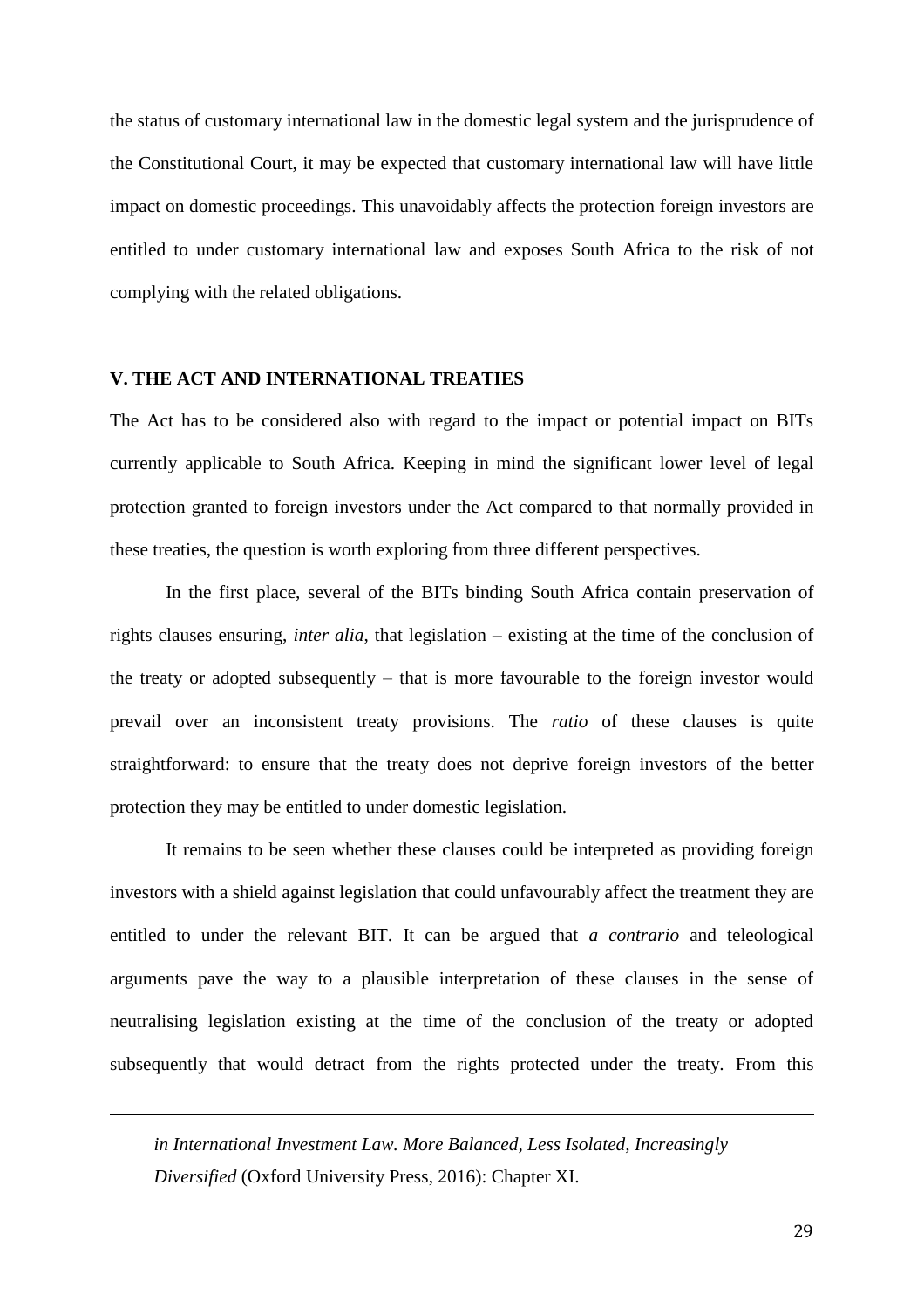the status of customary international law in the domestic legal system and the jurisprudence of the Constitutional Court, it may be expected that customary international law will have little impact on domestic proceedings. This unavoidably affects the protection foreign investors are entitled to under customary international law and exposes South Africa to the risk of not complying with the related obligations.

## V. THE ACT AND INTERNATIONAL TREATIES

The Act has to be considered also with regard to the impact or potential impact on BITs currently applicable to South Africa. Keeping in mind the significant lower level of legal protection granted to foreign investors under the Act compared to that normally provided in these treaties, the question is worth exploring from three different perspectives.

In the first place, several of the BITs binding South Africa contain preservation of rights clauses ensuring, *inter alia*, that legislation – existing at the time of the conclusion of the treaty or adopted subsequently – that is more favourable to the foreign investor would prevail over an inconsistent treaty provisions. The *ratio* of these clauses is quite straightforward: to ensure that the treaty does not deprive foreign investors of the better protection they may be entitled to under domestic legislation.

It remains to be seen whether these clauses could be interpreted as providing foreign investors with a shield against legislation that could unfavourably affect the treatment they are entitled to under the relevant BIT. It can be argued that *a contrario* and teleological arguments pave the way to a plausible interpretation of these clauses in the sense of neutralising legislation existing at the time of the conclusion of the treaty or adopted subsequently that would detract from the rights protected under the treaty. From this

---

*in International Investment Law. More Balanced, Less Isolated, Increasingly Diversified* (Oxford University Press, 2016): Chapter XI.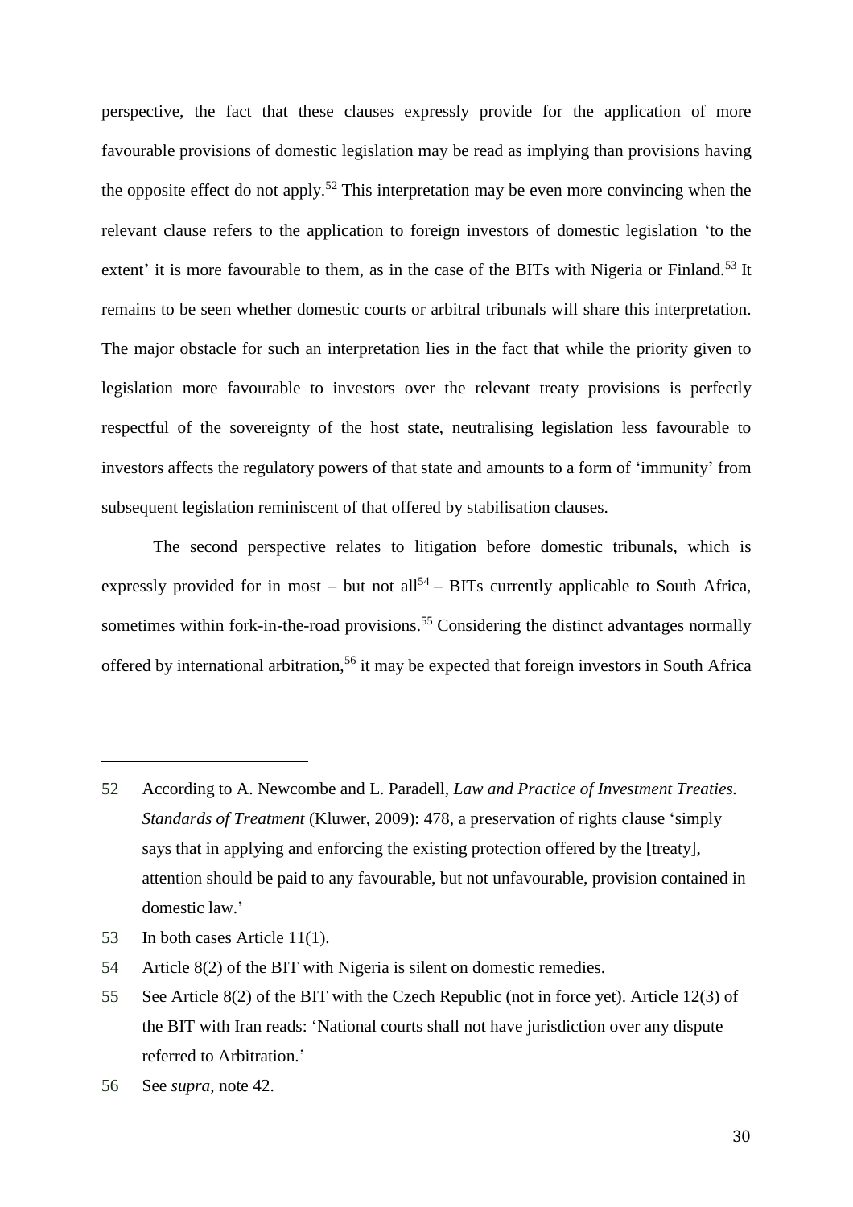perspective, the fact that these clauses expressly provide for the application of more favourable provisions of domestic legislation may be read as implying than provisions having the opposite effect do not apply.[52] This interpretation may be even more convincing when the relevant clause refers to the application to foreign investors of domestic legislation 'to the extent' it is more favourable to them, as in the case of the BITs with Nigeria or Finland.[53] It remains to be seen whether domestic courts or arbitral tribunals will share this interpretation. The major obstacle for such an interpretation lies in the fact that while the priority given to legislation more favourable to investors over the relevant treaty provisions is perfectly respectful of the sovereignty of the host state, neutralising legislation less favourable to investors affects the regulatory powers of that state and amounts to a form of 'immunity' from subsequent legislation reminiscent of that offered by stabilisation clauses.

The second perspective relates to litigation before domestic tribunals, which is expressly provided for in most – but not all[54] – BITs currently applicable to South Africa, sometimes within fork-in-the-road provisions.[55] Considering the distinct advantages normally offered by international arbitration,[56] it may be expected that foreign investors in South Africa

---

52 According to A. Newcombe and L. Paradell, *Law and Practice of Investment Treaties. Standards of Treatment* (Kluwer, 2009): 478, a preservation of rights clause 'simply says that in applying and enforcing the existing protection offered by the [treaty], attention should be paid to any favourable, but not unfavourable, provision contained in domestic law.'

53 In both cases Article 11(1).

54 Article 8(2) of the BIT with Nigeria is silent on domestic remedies.

55 See Article 8(2) of the BIT with the Czech Republic (not in force yet). Article 12(3) of the BIT with Iran reads: 'National courts shall not have jurisdiction over any dispute referred to Arbitration.'

56 See *supra*, note 42.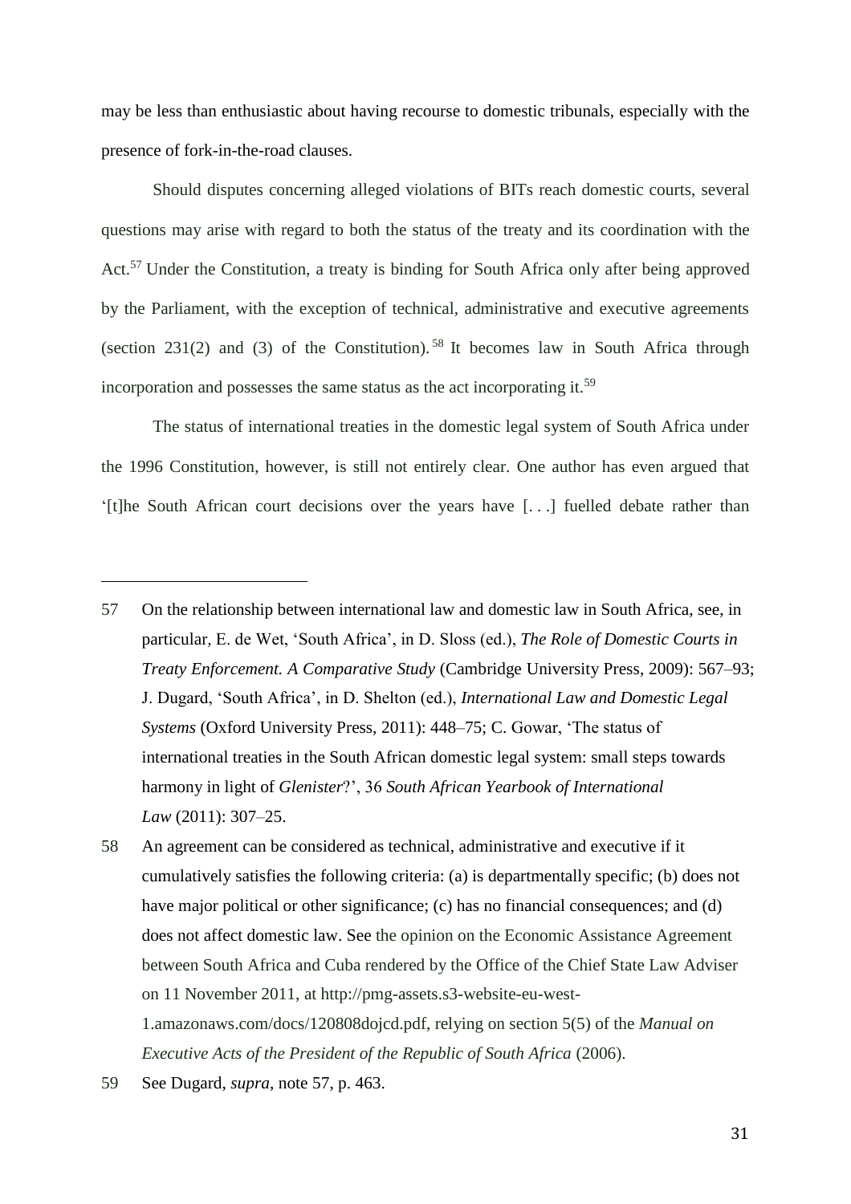may be less than enthusiastic about having recourse to domestic tribunals, especially with the presence of fork-in-the-road clauses.

Should disputes concerning alleged violations of BITs reach domestic courts, several questions may arise with regard to both the status of the treaty and its coordination with the Act.[57] Under the Constitution, a treaty is binding for South Africa only after being approved by the Parliament, with the exception of technical, administrative and executive agreements (section 231(2) and (3) of the Constitution).[58] It becomes law in South Africa through incorporation and possesses the same status as the act incorporating it.[59]

The status of international treaties in the domestic legal system of South Africa under the 1996 Constitution, however, is still not entirely clear. One author has even argued that '[t]he South African court decisions over the years have [. . .] fuelled debate rather than

---

57 On the relationship between international law and domestic law in South Africa, see, in particular, E. de Wet, 'South Africa', in D. Sloss (ed.), *The Role of Domestic Courts in Treaty Enforcement. A Comparative Study* (Cambridge University Press, 2009): 567–93; J. Dugard, 'South Africa', in D. Shelton (ed.), *International Law and Domestic Legal Systems* (Oxford University Press, 2011): 448–75; C. Gowar, 'The status of international treaties in the South African domestic legal system: small steps towards harmony in light of *Glenister*?', 36 *South African Yearbook of International Law* (2011): 307–25.

58 An agreement can be considered as technical, administrative and executive if it cumulatively satisfies the following criteria: (a) is departmentally specific; (b) does not have major political or other significance; (c) has no financial consequences; and (d) does not affect domestic law. See the opinion on the Economic Assistance Agreement between South Africa and Cuba rendered by the Office of the Chief State Law Adviser on 11 November 2011, at http://pmg-assets.s3-website-eu-west-1.amazonaws.com/docs/120808dojcd.pdf, relying on section 5(5) of the *Manual on Executive Acts of the President of the Republic of South Africa* (2006).

59 See Dugard, *supra*, note 57, p. 463.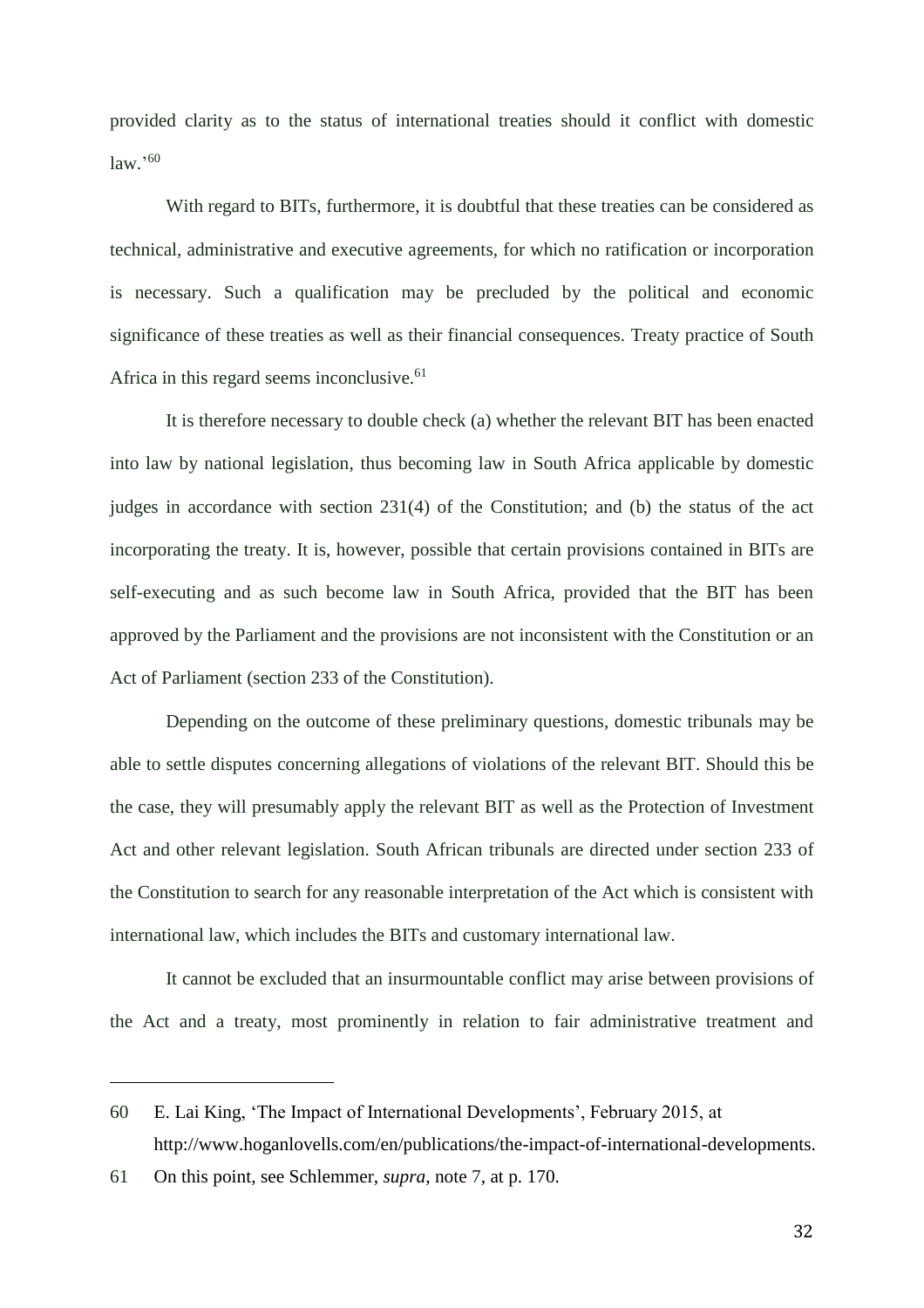provided clarity as to the status of international treaties should it conflict with domestic law.'[60]

With regard to BITs, furthermore, it is doubtful that these treaties can be considered as technical, administrative and executive agreements, for which no ratification or incorporation is necessary. Such a qualification may be precluded by the political and economic significance of these treaties as well as their financial consequences. Treaty practice of South Africa in this regard seems inconclusive.[61]

It is therefore necessary to double check (a) whether the relevant BIT has been enacted into law by national legislation, thus becoming law in South Africa applicable by domestic judges in accordance with section 231(4) of the Constitution; and (b) the status of the act incorporating the treaty. It is, however, possible that certain provisions contained in BITs are self-executing and as such become law in South Africa, provided that the BIT has been approved by the Parliament and the provisions are not inconsistent with the Constitution or an Act of Parliament (section 233 of the Constitution).

Depending on the outcome of these preliminary questions, domestic tribunals may be able to settle disputes concerning allegations of violations of the relevant BIT. Should this be the case, they will presumably apply the relevant BIT as well as the Protection of Investment Act and other relevant legislation. South African tribunals are directed under section 233 of the Constitution to search for any reasonable interpretation of the Act which is consistent with international law, which includes the BITs and customary international law.

It cannot be excluded that an insurmountable conflict may arise between provisions of the Act and a treaty, most prominently in relation to fair administrative treatment and

---

60 E. Lai King, 'The Impact of International Developments', February 2015, at http://www.hoganlovells.com/en/publications/the-impact-of-international-developments.

61 On this point, see Schlemmer, *supra*, note 7, at p. 170.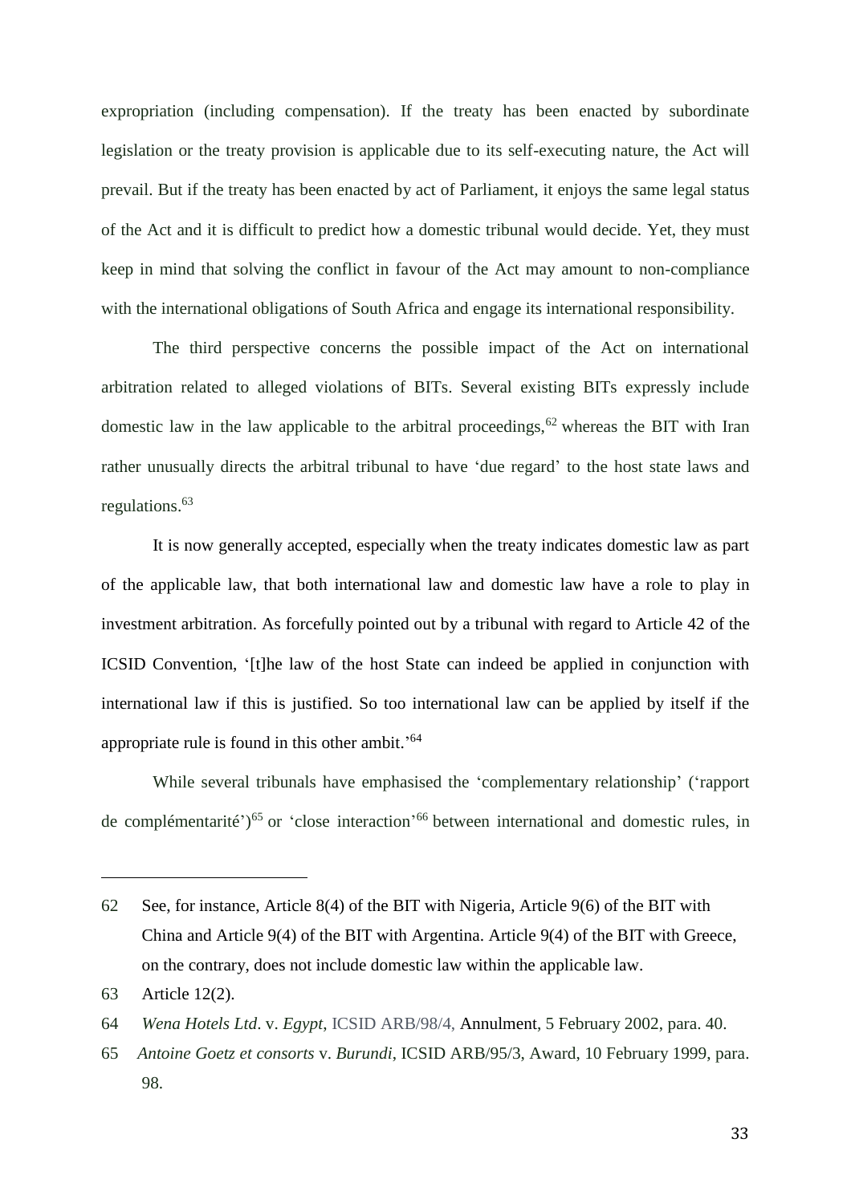expropriation (including compensation). If the treaty has been enacted by subordinate legislation or the treaty provision is applicable due to its self-executing nature, the Act will prevail. But if the treaty has been enacted by act of Parliament, it enjoys the same legal status of the Act and it is difficult to predict how a domestic tribunal would decide. Yet, they must keep in mind that solving the conflict in favour of the Act may amount to non-compliance with the international obligations of South Africa and engage its international responsibility.

The third perspective concerns the possible impact of the Act on international arbitration related to alleged violations of BITs. Several existing BITs expressly include domestic law in the law applicable to the arbitral proceedings,[62] whereas the BIT with Iran rather unusually directs the arbitral tribunal to have 'due regard' to the host state laws and regulations.[63]

It is now generally accepted, especially when the treaty indicates domestic law as part of the applicable law, that both international law and domestic law have a role to play in investment arbitration. As forcefully pointed out by a tribunal with regard to Article 42 of the ICSID Convention, '[t]he law of the host State can indeed be applied in conjunction with international law if this is justified. So too international law can be applied by itself if the appropriate rule is found in this other ambit.'[64]

While several tribunals have emphasised the 'complementary relationship' ('rapport de complémentarité')[65] or 'close interaction'[66] between international and domestic rules, in

---

62 See, for instance, Article 8(4) of the BIT with Nigeria, Article 9(6) of the BIT with China and Article 9(4) of the BIT with Argentina. Article 9(4) of the BIT with Greece, on the contrary, does not include domestic law within the applicable law.

63 Article 12(2).

64 *Wena Hotels Ltd*. v. *Egypt*, ICSID ARB/98/4, Annulment, 5 February 2002, para. 40.

65 *Antoine Goetz et consorts* v. *Burundi*, ICSID ARB/95/3, Award, 10 February 1999, para. 98.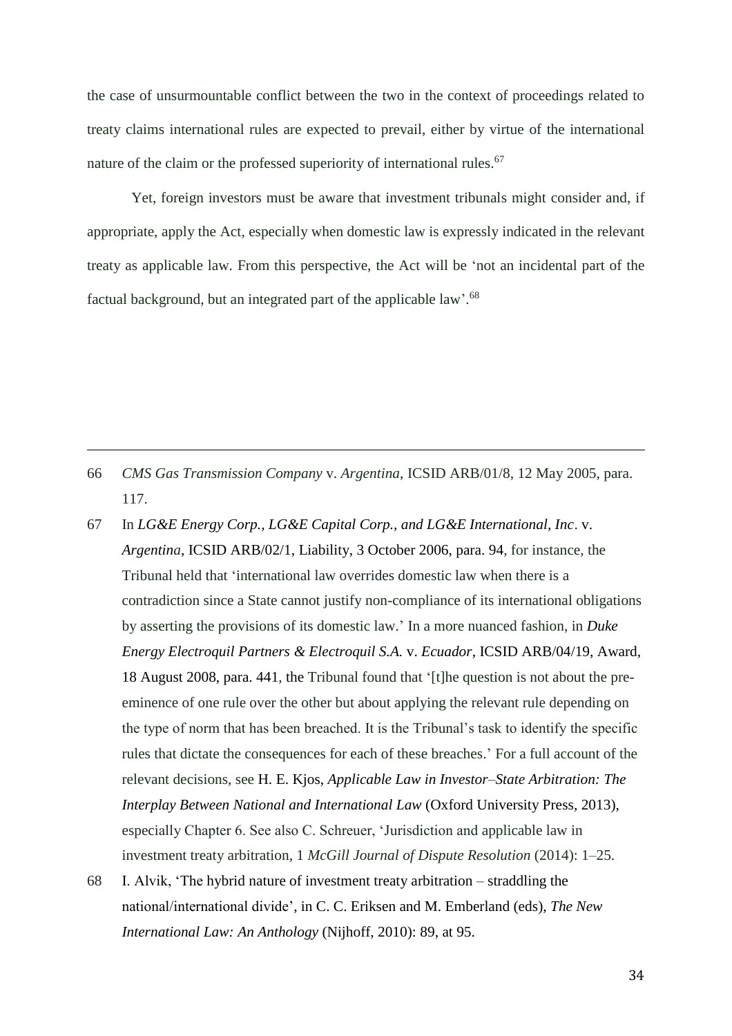the case of unsurmountable conflict between the two in the context of proceedings related to treaty claims international rules are expected to prevail, either by virtue of the international nature of the claim or the professed superiority of international rules.[67]

Yet, foreign investors must be aware that investment tribunals might consider and, if appropriate, apply the Act, especially when domestic law is expressly indicated in the relevant treaty as applicable law. From this perspective, the Act will be 'not an incidental part of the factual background, but an integrated part of the applicable law'.[68]

---

66 *CMS Gas Transmission Company* v. *Argentina*, ICSID ARB/01/8, 12 May 2005, para. 117.

67 In *LG&E Energy Corp., LG&E Capital Corp., and LG&E International, Inc*. v. *Argentina*, ICSID ARB/02/1, Liability, 3 October 2006, para. 94, for instance, the Tribunal held that 'international law overrides domestic law when there is a contradiction since a State cannot justify non-compliance of its international obligations by asserting the provisions of its domestic law.' In a more nuanced fashion, in *Duke Energy Electroquil Partners & Electroquil S.A.* v. *Ecuador*, ICSID ARB/04/19, Award, 18 August 2008, para. 441, the Tribunal found that '[t]he question is not about the pre-eminence of one rule over the other but about applying the relevant rule depending on the type of norm that has been breached. It is the Tribunal's task to identify the specific rules that dictate the consequences for each of these breaches.' For a full account of the relevant decisions, see H. E. Kjos, *Applicable Law in Investor–State Arbitration: The Interplay Between National and International Law* (Oxford University Press, 2013), especially Chapter 6. See also C. Schreuer, 'Jurisdiction and applicable law in investment treaty arbitration, 1 *McGill Journal of Dispute Resolution* (2014): 1–25.

68 I. Alvik, 'The hybrid nature of investment treaty arbitration – straddling the national/international divide', in C. C. Eriksen and M. Emberland (eds), *The New International Law: An Anthology* (Nijhoff, 2010): 89, at 95.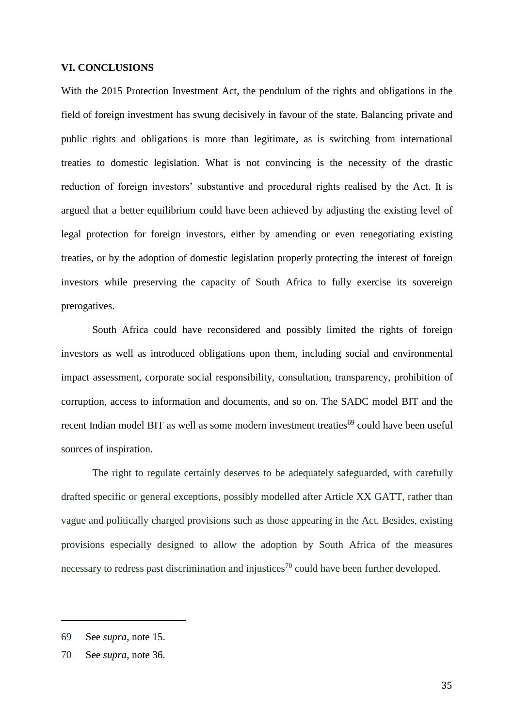## VI. CONCLUSIONS

With the 2015 Protection Investment Act, the pendulum of the rights and obligations in the field of foreign investment has swung decisively in favour of the state. Balancing private and public rights and obligations is more than legitimate, as is switching from international treaties to domestic legislation. What is not convincing is the necessity of the drastic reduction of foreign investors' substantive and procedural rights realised by the Act. It is argued that a better equilibrium could have been achieved by adjusting the existing level of legal protection for foreign investors, either by amending or even renegotiating existing treaties, or by the adoption of domestic legislation properly protecting the interest of foreign investors while preserving the capacity of South Africa to fully exercise its sovereign prerogatives.

South Africa could have reconsidered and possibly limited the rights of foreign investors as well as introduced obligations upon them, including social and environmental impact assessment, corporate social responsibility, consultation, transparency, prohibition of corruption, access to information and documents, and so on. The SADC model BIT and the recent Indian model BIT as well as some modern investment treaties[69] could have been useful sources of inspiration.

The right to regulate certainly deserves to be adequately safeguarded, with carefully drafted specific or general exceptions, possibly modelled after Article XX GATT, rather than vague and politically charged provisions such as those appearing in the Act. Besides, existing provisions especially designed to allow the adoption by South Africa of the measures necessary to redress past discrimination and injustices[70] could have been further developed.

---

69 See *supra*, note 15.

70 See *supra*, note 36.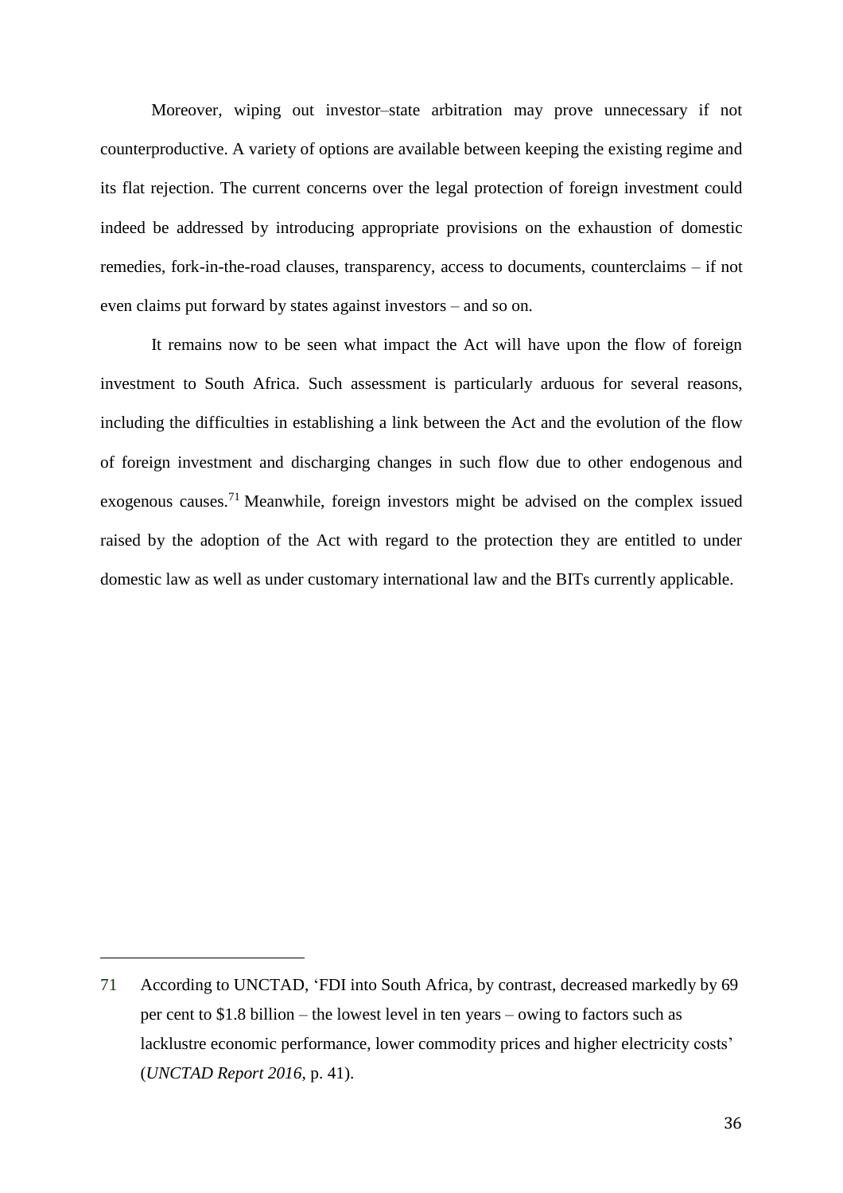Moreover, wiping out investor–state arbitration may prove unnecessary if not counterproductive. A variety of options are available between keeping the existing regime and its flat rejection. The current concerns over the legal protection of foreign investment could indeed be addressed by introducing appropriate provisions on the exhaustion of domestic remedies, fork-in-the-road clauses, transparency, access to documents, counterclaims – if not even claims put forward by states against investors – and so on.

It remains now to be seen what impact the Act will have upon the flow of foreign investment to South Africa. Such assessment is particularly arduous for several reasons, including the difficulties in establishing a link between the Act and the evolution of the flow of foreign investment and discharging changes in such flow due to other endogenous and exogenous causes.[71] Meanwhile, foreign investors might be advised on the complex issued raised by the adoption of the Act with regard to the protection they are entitled to under domestic law as well as under customary international law and the BITs currently applicable.

---

71 According to UNCTAD, 'FDI into South Africa, by contrast, decreased markedly by 69 per cent to $1.8 billion – the lowest level in ten years – owing to factors such as lacklustre economic performance, lower commodity prices and higher electricity costs' (*UNCTAD Report 2016*, p. 41).